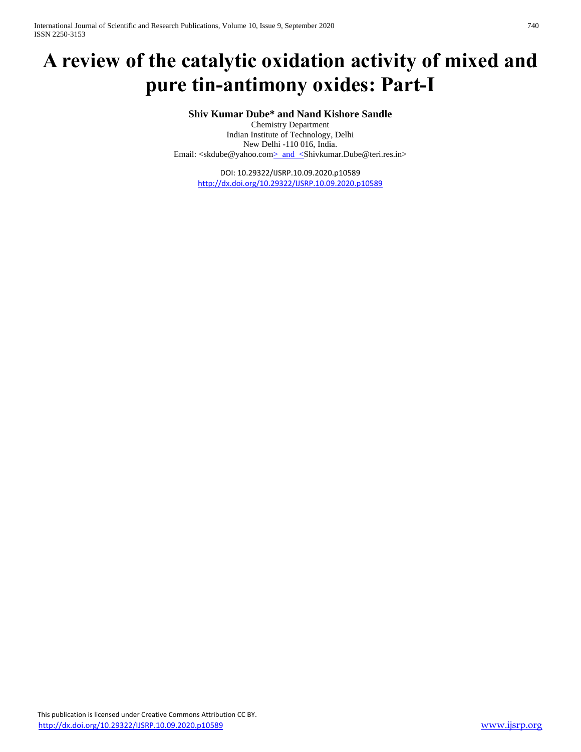# A review of the catalytic oxidation activity of mixed and pure tin-antimony oxides: Part-I

**Shiv Kumar Dube* and Nand Kishore Sandle**

Chemistry Department
Indian Institute of Technology, Delhi
New Delhi -110 016, India.
Email: <skdube@yahoo.com> and <Shivkumar.Dube@teri.res.in>

DOI: 10.29322/IJSRP.10.09.2020.p10589
http://dx.doi.org/10.29322/IJSRP.10.09.2020.p10589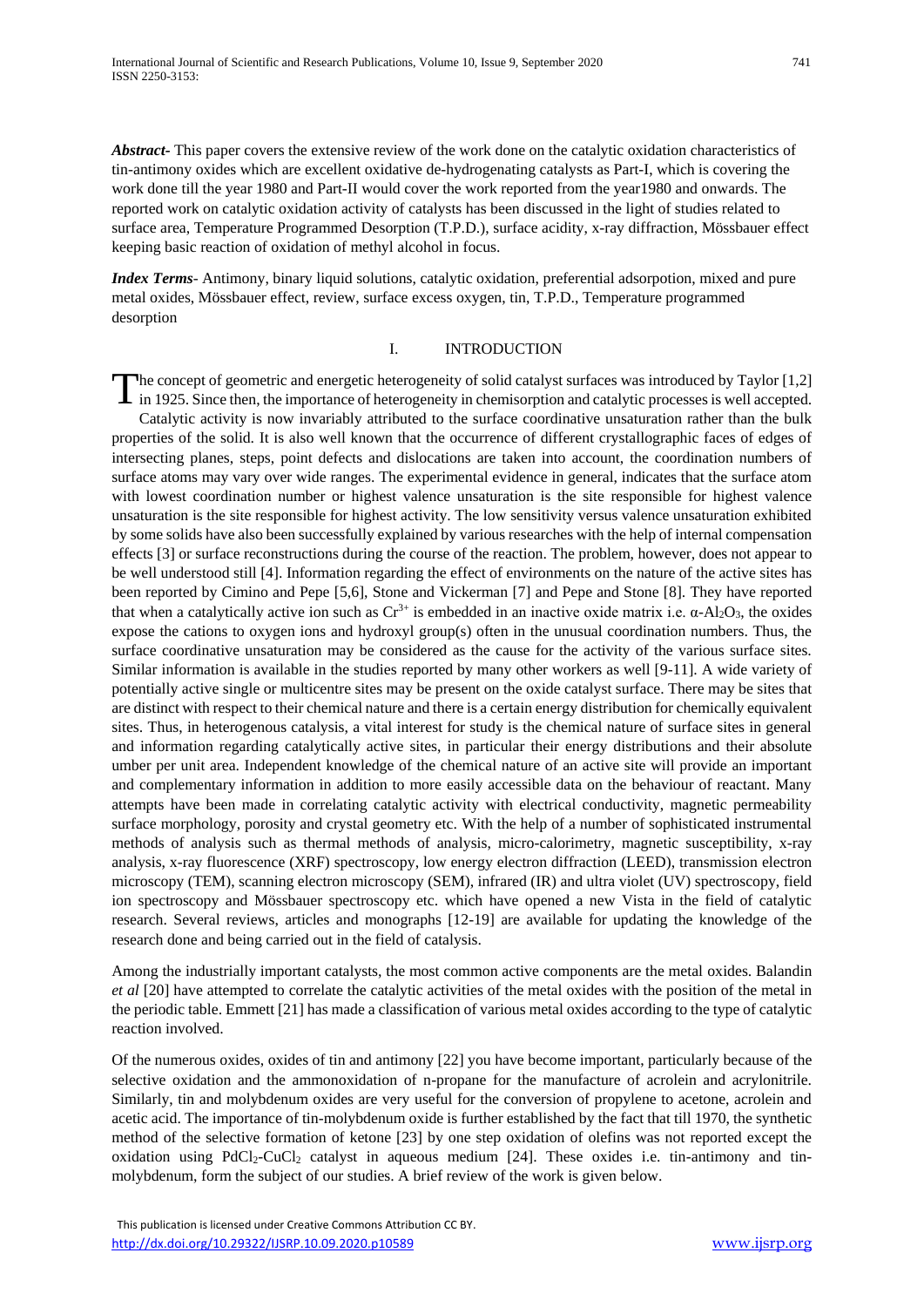***Abstract***- This paper covers the extensive review of the work done on the catalytic oxidation characteristics of tin-antimony oxides which are excellent oxidative de-hydrogenating catalysts as Part-I, which is covering the work done till the year 1980 and Part-II would cover the work reported from the year1980 and onwards. The reported work on catalytic oxidation activity of catalysts has been discussed in the light of studies related to surface area, Temperature Programmed Desorption (T.P.D.), surface acidity, x-ray diffraction, Mössbauer effect keeping basic reaction of oxidation of methyl alcohol in focus.

***Index Terms***- Antimony, binary liquid solutions, catalytic oxidation, preferential adsorpotion, mixed and pure metal oxides, Mössbauer effect, review, surface excess oxygen, tin, T.P.D., Temperature programmed desorption

## I. INTRODUCTION

The concept of geometric and energetic heterogeneity of solid catalyst surfaces was introduced by Taylor [1,2] in 1925. Since then, the importance of heterogeneity in chemisorption and catalytic processes is well accepted. Catalytic activity is now invariably attributed to the surface coordinative unsaturation rather than the bulk properties of the solid. It is also well known that the occurrence of different crystallographic faces of edges of intersecting planes, steps, point defects and dislocations are taken into account, the coordination numbers of surface atoms may vary over wide ranges. The experimental evidence in general, indicates that the surface atom with lowest coordination number or highest valence unsaturation is the site responsible for highest valence unsaturation is the site responsible for highest activity. The low sensitivity versus valence unsaturation exhibited by some solids have also been successfully explained by various researches with the help of internal compensation effects [3] or surface reconstructions during the course of the reaction. The problem, however, does not appear to be well understood still [4]. Information regarding the effect of environments on the nature of the active sites has been reported by Cimino and Pepe [5,6], Stone and Vickerman [7] and Pepe and Stone [8]. They have reported that when a catalytically active ion such as $Cr^{3+}$ is embedded in an inactive oxide matrix i.e. $\alpha$-$Al_2O_3$, the oxides expose the cations to oxygen ions and hydroxyl group(s) often in the unusual coordination numbers. Thus, the surface coordinative unsaturation may be considered as the cause for the activity of the various surface sites. Similar information is available in the studies reported by many other workers as well [9-11]. A wide variety of potentially active single or multicentre sites may be present on the oxide catalyst surface. There may be sites that are distinct with respect to their chemical nature and there is a certain energy distribution for chemically equivalent sites. Thus, in heterogenous catalysis, a vital interest for study is the chemical nature of surface sites in general and information regarding catalytically active sites, in particular their energy distributions and their absolute umber per unit area. Independent knowledge of the chemical nature of an active site will provide an important and complementary information in addition to more easily accessible data on the behaviour of reactant. Many attempts have been made in correlating catalytic activity with electrical conductivity, magnetic permeability surface morphology, porosity and crystal geometry etc. With the help of a number of sophisticated instrumental methods of analysis such as thermal methods of analysis, micro-calorimetry, magnetic susceptibility, x-ray analysis, x-ray fluorescence (XRF) spectroscopy, low energy electron diffraction (LEED), transmission electron microscopy (TEM), scanning electron microscopy (SEM), infrared (IR) and ultra violet (UV) spectroscopy, field ion spectroscopy and Mössbauer spectroscopy etc. which have opened a new Vista in the field of catalytic research. Several reviews, articles and monographs [12-19] are available for updating the knowledge of the research done and being carried out in the field of catalysis.

Among the industrially important catalysts, the most common active components are the metal oxides. Balandin *et al* [20] have attempted to correlate the catalytic activities of the metal oxides with the position of the metal in the periodic table. Emmett [21] has made a classification of various metal oxides according to the type of catalytic reaction involved.

Of the numerous oxides, oxides of tin and antimony [22] you have become important, particularly because of the selective oxidation and the ammonoxidation of n-propane for the manufacture of acrolein and acrylonitrile. Similarly, tin and molybdenum oxides are very useful for the conversion of propylene to acetone, acrolein and acetic acid. The importance of tin-molybdenum oxide is further established by the fact that till 1970, the synthetic method of the selective formation of ketone [23] by one step oxidation of olefins was not reported except the oxidation using $PdCl_2$-$CuCl_2$ catalyst in aqueous medium [24]. These oxides i.e. tin-antimony and tin-molybdenum, form the subject of our studies. A brief review of the work is given below.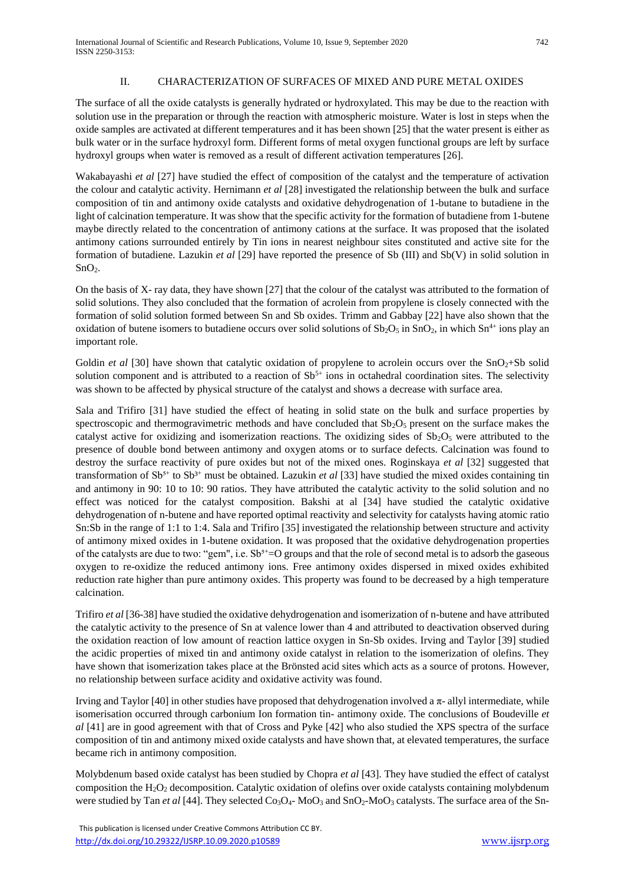## II. CHARACTERIZATION OF SURFACES OF MIXED AND PURE METAL OXIDES

The surface of all the oxide catalysts is generally hydrated or hydroxylated. This may be due to the reaction with solution use in the preparation or through the reaction with atmospheric moisture. Water is lost in steps when the oxide samples are activated at different temperatures and it has been shown [25] that the water present is either as bulk water or in the surface hydroxyl form. Different forms of metal oxygen functional groups are left by surface hydroxyl groups when water is removed as a result of different activation temperatures [26].

Wakabayashi *et al* [27] have studied the effect of composition of the catalyst and the temperature of activation the colour and catalytic activity. Hernimann *et al* [28] investigated the relationship between the bulk and surface composition of tin and antimony oxide catalysts and oxidative dehydrogenation of 1-butane to butadiene in the light of calcination temperature. It was show that the specific activity for the formation of butadiene from 1-butene maybe directly related to the concentration of antimony cations at the surface. It was proposed that the isolated antimony cations surrounded entirely by Tin ions in nearest neighbour sites constituted and active site for the formation of butadiene. Lazukin *et al* [29] have reported the presence of Sb (III) and Sb(V) in solid solution in $SnO_2$.

On the basis of X- ray data, they have shown [27] that the colour of the catalyst was attributed to the formation of solid solutions. They also concluded that the formation of acrolein from propylene is closely connected with the formation of solid solution formed between Sn and Sb oxides. Trimm and Gabbay [22] have also shown that the oxidation of butene isomers to butadiene occurs over solid solutions of $Sb_2O_5$ in $SnO_2$, in which $Sn^{4+}$ ions play an important role.

Goldin *et al* [30] have shown that catalytic oxidation of propylene to acrolein occurs over the $SnO_2$+Sb solid solution component and is attributed to a reaction of $Sb^{5+}$ ions in octahedral coordination sites. The selectivity was shown to be affected by physical structure of the catalyst and shows a decrease with surface area.

Sala and Trifiro [31] have studied the effect of heating in solid state on the bulk and surface properties by spectroscopic and thermogravimetric methods and have concluded that $Sb_2O_5$ present on the surface makes the catalyst active for oxidizing and isomerization reactions. The oxidizing sides of $Sb_2O_5$ were attributed to the presence of double bond between antimony and oxygen atoms or to surface defects. Calcination was found to destroy the surface reactivity of pure oxides but not of the mixed ones. Roginskaya *et al* [32] suggested that transformation of $Sb^{5+}$ to $Sb^{3+}$ must be obtained. Lazukin *et al* [33] have studied the mixed oxides containing tin and antimony in 90: 10 to 10: 90 ratios. They have attributed the catalytic activity to the solid solution and no effect was noticed for the catalyst composition. Bakshi at al [34] have studied the catalytic oxidative dehydrogenation of n-butene and have reported optimal reactivity and selectivity for catalysts having atomic ratio Sn:Sb in the range of 1:1 to 1:4. Sala and Trifiro [35] investigated the relationship between structure and activity of antimony mixed oxides in 1-butene oxidation. It was proposed that the oxidative dehydrogenation properties of the catalysts are due to two: "gem", i.e. $Sb^{5+}$=O groups and that the role of second metal is to adsorb the gaseous oxygen to re-oxidize the reduced antimony ions. Free antimony oxides dispersed in mixed oxides exhibited reduction rate higher than pure antimony oxides. This property was found to be decreased by a high temperature calcination.

Trifiro *et al* [36-38] have studied the oxidative dehydrogenation and isomerization of n-butene and have attributed the catalytic activity to the presence of Sn at valence lower than 4 and attributed to deactivation observed during the oxidation reaction of low amount of reaction lattice oxygen in Sn-Sb oxides. Irving and Taylor [39] studied the acidic properties of mixed tin and antimony oxide catalyst in relation to the isomerization of olefins. They have shown that isomerization takes place at the Brönsted acid sites which acts as a source of protons. However, no relationship between surface acidity and oxidative activity was found.

Irving and Taylor [40] in other studies have proposed that dehydrogenation involved a $\pi$- allyl intermediate, while isomerisation occurred through carbonium Ion formation tin- antimony oxide. The conclusions of Boudeville *et al* [41] are in good agreement with that of Cross and Pyke [42] who also studied the XPS spectra of the surface composition of tin and antimony mixed oxide catalysts and have shown that, at elevated temperatures, the surface became rich in antimony composition.

Molybdenum based oxide catalyst has been studied by Chopra *et al* [43]. They have studied the effect of catalyst composition the $H_2O_2$ decomposition. Catalytic oxidation of olefins over oxide catalysts containing molybdenum were studied by Tan *et al* [44]. They selected $Co_3O_4$- $MoO_3$ and $SnO_2$-$MoO_3$ catalysts. The surface area of the Sn-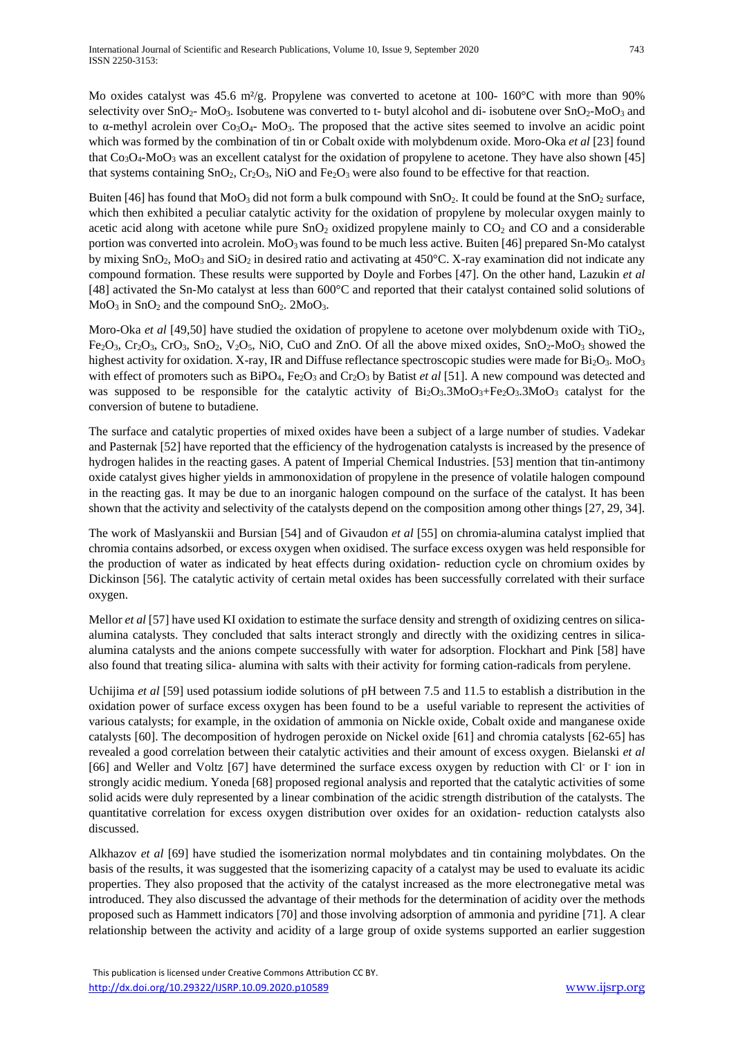Mo oxides catalyst was 45.6 m²/g. Propylene was converted to acetone at 100- 160°C with more than 90% selectivity over $SnO_2$- $MoO_3$. Isobutene was converted to t- butyl alcohol and di- isobutene over $SnO_2$-$MoO_3$ and to α-methyl acrolein over $Co_3O_4$- $MoO_3$. The proposed that the active sites seemed to involve an acidic point which was formed by the combination of tin or Cobalt oxide with molybdenum oxide. Moro-Oka *et al* [23] found that $Co_3O_4$-$MoO_3$ was an excellent catalyst for the oxidation of propylene to acetone. They have also shown [45] that systems containing $SnO_2$, $Cr_2O_3$, NiO and $Fe_2O_3$ were also found to be effective for that reaction.

Buiten [46] has found that $MoO_3$ did not form a bulk compound with $SnO_2$. It could be found at the $SnO_2$ surface, which then exhibited a peculiar catalytic activity for the oxidation of propylene by molecular oxygen mainly to acetic acid along with acetone while pure $SnO_2$ oxidized propylene mainly to $CO_2$ and CO and a considerable portion was converted into acrolein. $MoO_3$ was found to be much less active. Buiten [46] prepared Sn-Mo catalyst by mixing $SnO_2$, $MoO_3$ and $SiO_2$ in desired ratio and activating at 450°C. X-ray examination did not indicate any compound formation. These results were supported by Doyle and Forbes [47]. On the other hand, Lazukin *et al* [48] activated the Sn-Mo catalyst at less than 600°C and reported that their catalyst contained solid solutions of $MoO_3$ in $SnO_2$ and the compound $SnO_2$. $2MoO_3$.

Moro-Oka *et al* [49,50] have studied the oxidation of propylene to acetone over molybdenum oxide with $TiO_2$, $Fe_2O_3$, $Cr_2O_3$, $CrO_3$, $SnO_2$, $V_2O_5$, NiO, CuO and ZnO. Of all the above mixed oxides, $SnO_2$-$MoO_3$ showed the highest activity for oxidation. X-ray, IR and Diffuse reflectance spectroscopic studies were made for $Bi_2O_3$. $MoO_3$ with effect of promoters such as $BiPO_4$, $Fe_2O_3$ and $Cr_2O_3$ by Batist *et al* [51]. A new compound was detected and was supposed to be responsible for the catalytic activity of $Bi_2O_3.3MoO_3$+$Fe_2O_3.3MoO_3$ catalyst for the conversion of butene to butadiene.

The surface and catalytic properties of mixed oxides have been a subject of a large number of studies. Vadekar and Pasternak [52] have reported that the efficiency of the hydrogenation catalysts is increased by the presence of hydrogen halides in the reacting gases. A patent of Imperial Chemical Industries. [53] mention that tin-antimony oxide catalyst gives higher yields in ammonoxidation of propylene in the presence of volatile halogen compound in the reacting gas. It may be due to an inorganic halogen compound on the surface of the catalyst. It has been shown that the activity and selectivity of the catalysts depend on the composition among other things [27, 29, 34].

The work of Maslyanskii and Bursian [54] and of Givaudon *et al* [55] on chromia-alumina catalyst implied that chromia contains adsorbed, or excess oxygen when oxidised. The surface excess oxygen was held responsible for the production of water as indicated by heat effects during oxidation- reduction cycle on chromium oxides by Dickinson [56]. The catalytic activity of certain metal oxides has been successfully correlated with their surface oxygen.

Mellor *et al* [57] have used KI oxidation to estimate the surface density and strength of oxidizing centres on silica-alumina catalysts. They concluded that salts interact strongly and directly with the oxidizing centres in silica-alumina catalysts and the anions compete successfully with water for adsorption. Flockhart and Pink [58] have also found that treating silica- alumina with salts with their activity for forming cation-radicals from perylene.

Uchijima *et al* [59] used potassium iodide solutions of pH between 7.5 and 11.5 to establish a distribution in the oxidation power of surface excess oxygen has been found to be a useful variable to represent the activities of various catalysts; for example, in the oxidation of ammonia on Nickle oxide, Cobalt oxide and manganese oxide catalysts [60]. The decomposition of hydrogen peroxide on Nickel oxide [61] and chromia catalysts [62-65] has revealed a good correlation between their catalytic activities and their amount of excess oxygen. Bielanski *et al* [66] and Weller and Voltz [67] have determined the surface excess oxygen by reduction with $Cl^-$ or $I^-$ ion in strongly acidic medium. Yoneda [68] proposed regional analysis and reported that the catalytic activities of some solid acids were duly represented by a linear combination of the acidic strength distribution of the catalysts. The quantitative correlation for excess oxygen distribution over oxides for an oxidation- reduction catalysts also discussed.

Alkhazov *et al* [69] have studied the isomerization normal molybdates and tin containing molybdates. On the basis of the results, it was suggested that the isomerizing capacity of a catalyst may be used to evaluate its acidic properties. They also proposed that the activity of the catalyst increased as the more electronegative metal was introduced. They also discussed the advantage of their methods for the determination of acidity over the methods proposed such as Hammett indicators [70] and those involving adsorption of ammonia and pyridine [71]. A clear relationship between the activity and acidity of a large group of oxide systems supported an earlier suggestion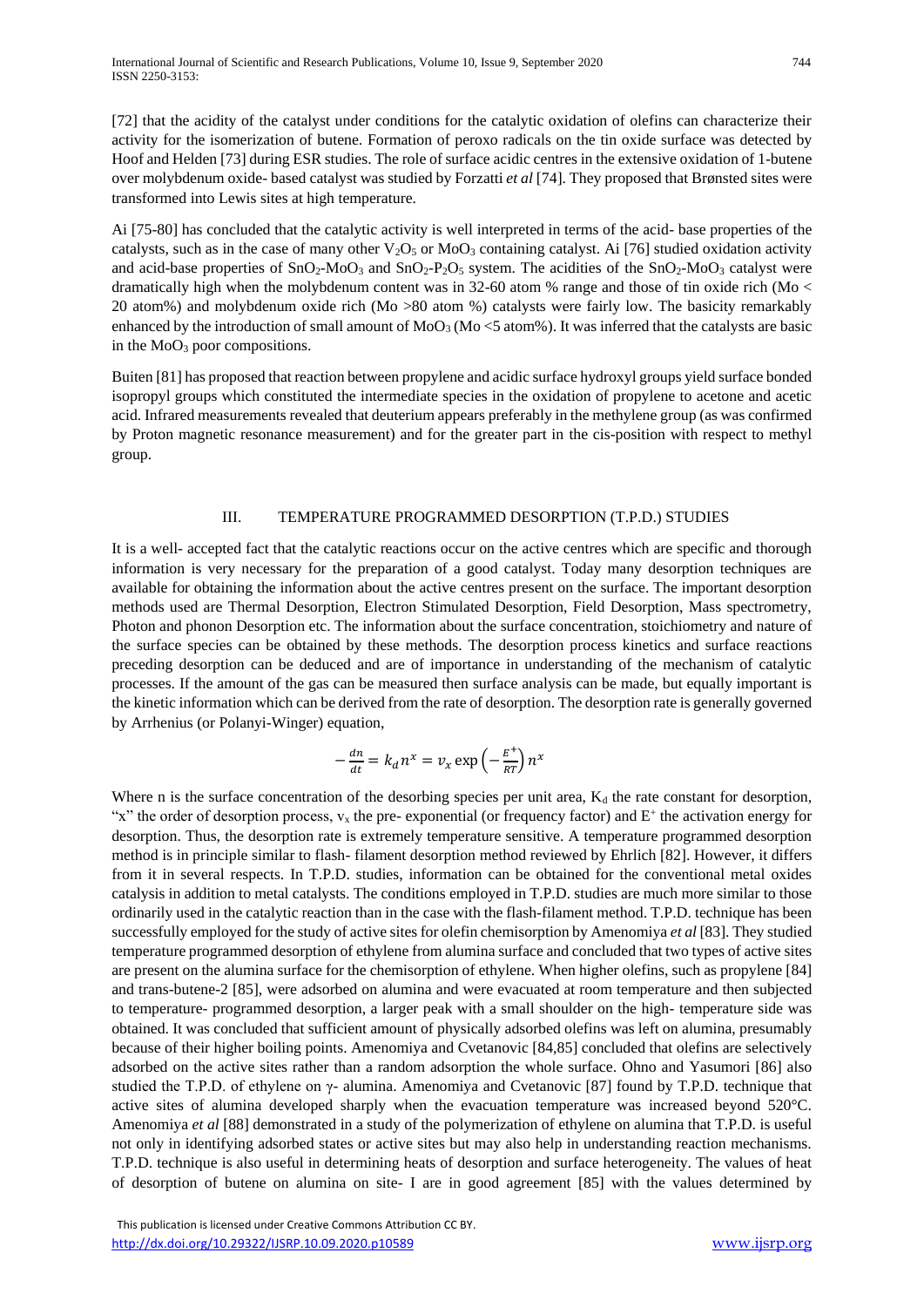[72] that the acidity of the catalyst under conditions for the catalytic oxidation of olefins can characterize their activity for the isomerization of butene. Formation of peroxo radicals on the tin oxide surface was detected by Hoof and Helden [73] during ESR studies. The role of surface acidic centres in the extensive oxidation of 1-butene over molybdenum oxide- based catalyst was studied by Forzatti *et al* [74]. They proposed that Brønsted sites were transformed into Lewis sites at high temperature.

Ai [75-80] has concluded that the catalytic activity is well interpreted in terms of the acid- base properties of the catalysts, such as in the case of many other $V_2O_5$ or $MoO_3$ containing catalyst. Ai [76] studied oxidation activity and acid-base properties of $SnO_2$-$MoO_3$ and $SnO_2$-$P_2O_5$ system. The acidities of the $SnO_2$-$MoO_3$ catalyst were dramatically high when the molybdenum content was in 32-60 atom % range and those of tin oxide rich (Mo < 20 atom%) and molybdenum oxide rich (Mo >80 atom %) catalysts were fairly low. The basicity remarkably enhanced by the introduction of small amount of $MoO_3$ (Mo <5 atom%). It was inferred that the catalysts are basic in the $MoO_3$ poor compositions.

Buiten [81] has proposed that reaction between propylene and acidic surface hydroxyl groups yield surface bonded isopropyl groups which constituted the intermediate species in the oxidation of propylene to acetone and acetic acid. Infrared measurements revealed that deuterium appears preferably in the methylene group (as was confirmed by Proton magnetic resonance measurement) and for the greater part in the cis-position with respect to methyl group.

## III. TEMPERATURE PROGRAMMED DESORPTION (T.P.D.) STUDIES

It is a well- accepted fact that the catalytic reactions occur on the active centres which are specific and thorough information is very necessary for the preparation of a good catalyst. Today many desorption techniques are available for obtaining the information about the active centres present on the surface. The important desorption methods used are Thermal Desorption, Electron Stimulated Desorption, Field Desorption, Mass spectrometry, Photon and phonon Desorption etc. The information about the surface concentration, stoichiometry and nature of the surface species can be obtained by these methods. The desorption process kinetics and surface reactions preceding desorption can be deduced and are of importance in understanding of the mechanism of catalytic processes. If the amount of the gas can be measured then surface analysis can be made, but equally important is the kinetic information which can be derived from the rate of desorption. The desorption rate is generally governed by Arrhenius (or Polanyi-Winger) equation,

$$-\frac{dn}{dt} = k_d n^x = v_x \exp\left(-\frac{E^+}{RT}\right) n^x$$

Where n is the surface concentration of the desorbing species per unit area, $K_d$ the rate constant for desorption, "x" the order of desorption process, $v_x$ the pre- exponential (or frequency factor) and $E^+$ the activation energy for desorption. Thus, the desorption rate is extremely temperature sensitive. A temperature programmed desorption method is in principle similar to flash- filament desorption method reviewed by Ehrlich [82]. However, it differs from it in several respects. In T.P.D. studies, information can be obtained for the conventional metal oxides catalysis in addition to metal catalysts. The conditions employed in T.P.D. studies are much more similar to those ordinarily used in the catalytic reaction than in the case with the flash-filament method. T.P.D. technique has been successfully employed for the study of active sites for olefin chemisorption by Amenomiya *et al* [83]. They studied temperature programmed desorption of ethylene from alumina surface and concluded that two types of active sites are present on the alumina surface for the chemisorption of ethylene. When higher olefins, such as propylene [84] and trans-butene-2 [85], were adsorbed on alumina and were evacuated at room temperature and then subjected to temperature- programmed desorption, a larger peak with a small shoulder on the high- temperature side was obtained. It was concluded that sufficient amount of physically adsorbed olefins was left on alumina, presumably because of their higher boiling points. Amenomiya and Cvetanovic [84,85] concluded that olefins are selectively adsorbed on the active sites rather than a random adsorption the whole surface. Ohno and Yasumori [86] also studied the T.P.D. of ethylene on γ- alumina. Amenomiya and Cvetanovic [87] found by T.P.D. technique that active sites of alumina developed sharply when the evacuation temperature was increased beyond 520°C. Amenomiya *et al* [88] demonstrated in a study of the polymerization of ethylene on alumina that T.P.D. is useful not only in identifying adsorbed states or active sites but may also help in understanding reaction mechanisms. T.P.D. technique is also useful in determining heats of desorption and surface heterogeneity. The values of heat of desorption of butene on alumina on site- I are in good agreement [85] with the values determined by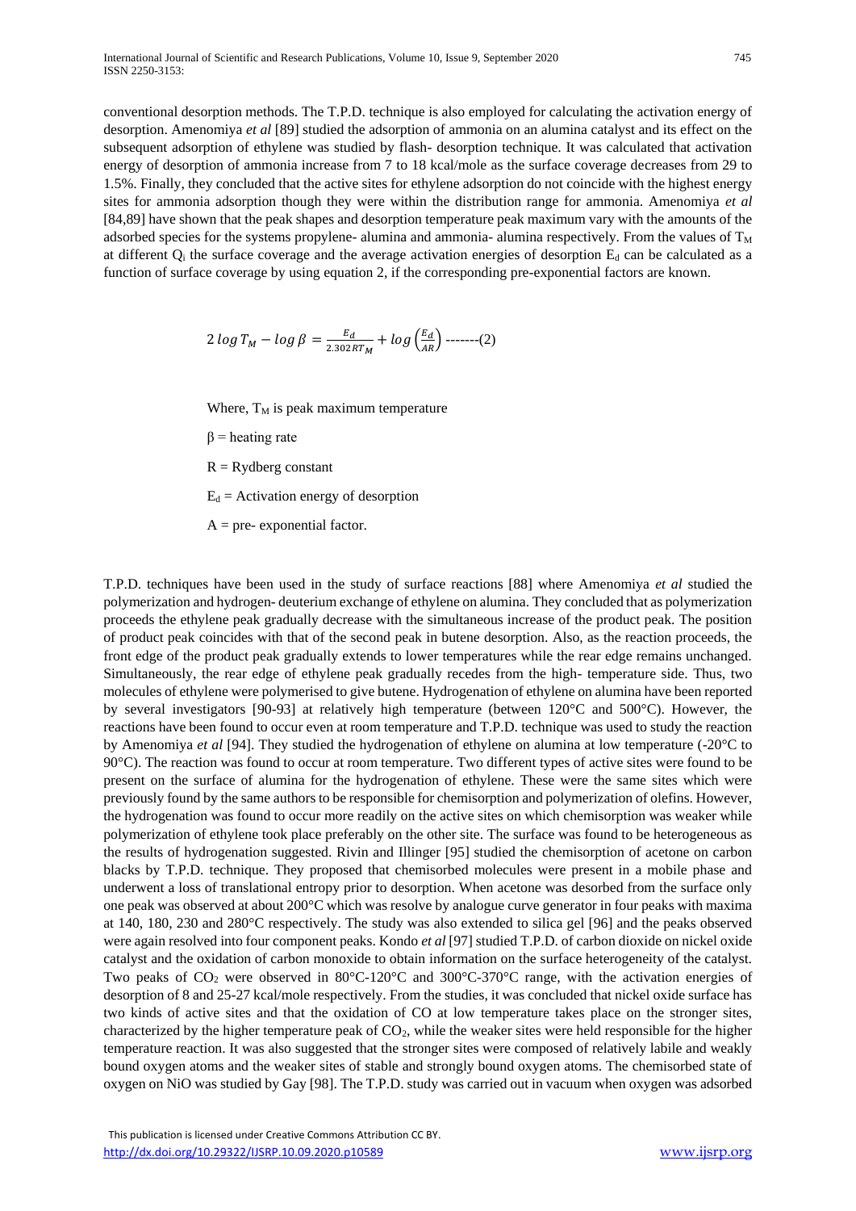conventional desorption methods. The T.P.D. technique is also employed for calculating the activation energy of desorption. Amenomiya *et al* [89] studied the adsorption of ammonia on an alumina catalyst and its effect on the subsequent adsorption of ethylene was studied by flash- desorption technique. It was calculated that activation energy of desorption of ammonia increase from 7 to 18 kcal/mole as the surface coverage decreases from 29 to 1.5%. Finally, they concluded that the active sites for ethylene adsorption do not coincide with the highest energy sites for ammonia adsorption though they were within the distribution range for ammonia. Amenomiya *et al* [84,89] have shown that the peak shapes and desorption temperature peak maximum vary with the amounts of the adsorbed species for the systems propylene- alumina and ammonia- alumina respectively. From the values of $T_M$ at different $Q_i$ the surface coverage and the average activation energies of desorption $E_d$ can be calculated as a function of surface coverage by using equation 2, if the corresponding pre-exponential factors are known.

$$2 \log T_M - \log \beta = \frac{E_d}{2.302RT_M} + \log\left(\frac{E_d}{AR}\right) \text{-------(2)}$$

Where, $T_M$ is peak maximum temperature

$\beta$ = heating rate

R = Rydberg constant

$E_d$ = Activation energy of desorption

A = pre- exponential factor.

T.P.D. techniques have been used in the study of surface reactions [88] where Amenomiya *et al* studied the polymerization and hydrogen- deuterium exchange of ethylene on alumina. They concluded that as polymerization proceeds the ethylene peak gradually decrease with the simultaneous increase of the product peak. The position of product peak coincides with that of the second peak in butene desorption. Also, as the reaction proceeds, the front edge of the product peak gradually extends to lower temperatures while the rear edge remains unchanged. Simultaneously, the rear edge of ethylene peak gradually recedes from the high- temperature side. Thus, two molecules of ethylene were polymerised to give butene. Hydrogenation of ethylene on alumina have been reported by several investigators [90-93] at relatively high temperature (between 120°C and 500°C). However, the reactions have been found to occur even at room temperature and T.P.D. technique was used to study the reaction by Amenomiya *et al* [94]. They studied the hydrogenation of ethylene on alumina at low temperature (-20°C to 90°C). The reaction was found to occur at room temperature. Two different types of active sites were found to be present on the surface of alumina for the hydrogenation of ethylene. These were the same sites which were previously found by the same authors to be responsible for chemisorption and polymerization of olefins. However, the hydrogenation was found to occur more readily on the active sites on which chemisorption was weaker while polymerization of ethylene took place preferably on the other site. The surface was found to be heterogeneous as the results of hydrogenation suggested. Rivin and Illinger [95] studied the chemisorption of acetone on carbon blacks by T.P.D. technique. They proposed that chemisorbed molecules were present in a mobile phase and underwent a loss of translational entropy prior to desorption. When acetone was desorbed from the surface only one peak was observed at about 200°C which was resolve by analogue curve generator in four peaks with maxima at 140, 180, 230 and 280°C respectively. The study was also extended to silica gel [96] and the peaks observed were again resolved into four component peaks. Kondo *et al* [97] studied T.P.D. of carbon dioxide on nickel oxide catalyst and the oxidation of carbon monoxide to obtain information on the surface heterogeneity of the catalyst. Two peaks of $CO_2$ were observed in 80°C-120°C and 300°C-370°C range, with the activation energies of desorption of 8 and 25-27 kcal/mole respectively. From the studies, it was concluded that nickel oxide surface has two kinds of active sites and that the oxidation of CO at low temperature takes place on the stronger sites, characterized by the higher temperature peak of $CO_2$, while the weaker sites were held responsible for the higher temperature reaction. It was also suggested that the stronger sites were composed of relatively labile and weakly bound oxygen atoms and the weaker sites of stable and strongly bound oxygen atoms. The chemisorbed state of oxygen on NiO was studied by Gay [98]. The T.P.D. study was carried out in vacuum when oxygen was adsorbed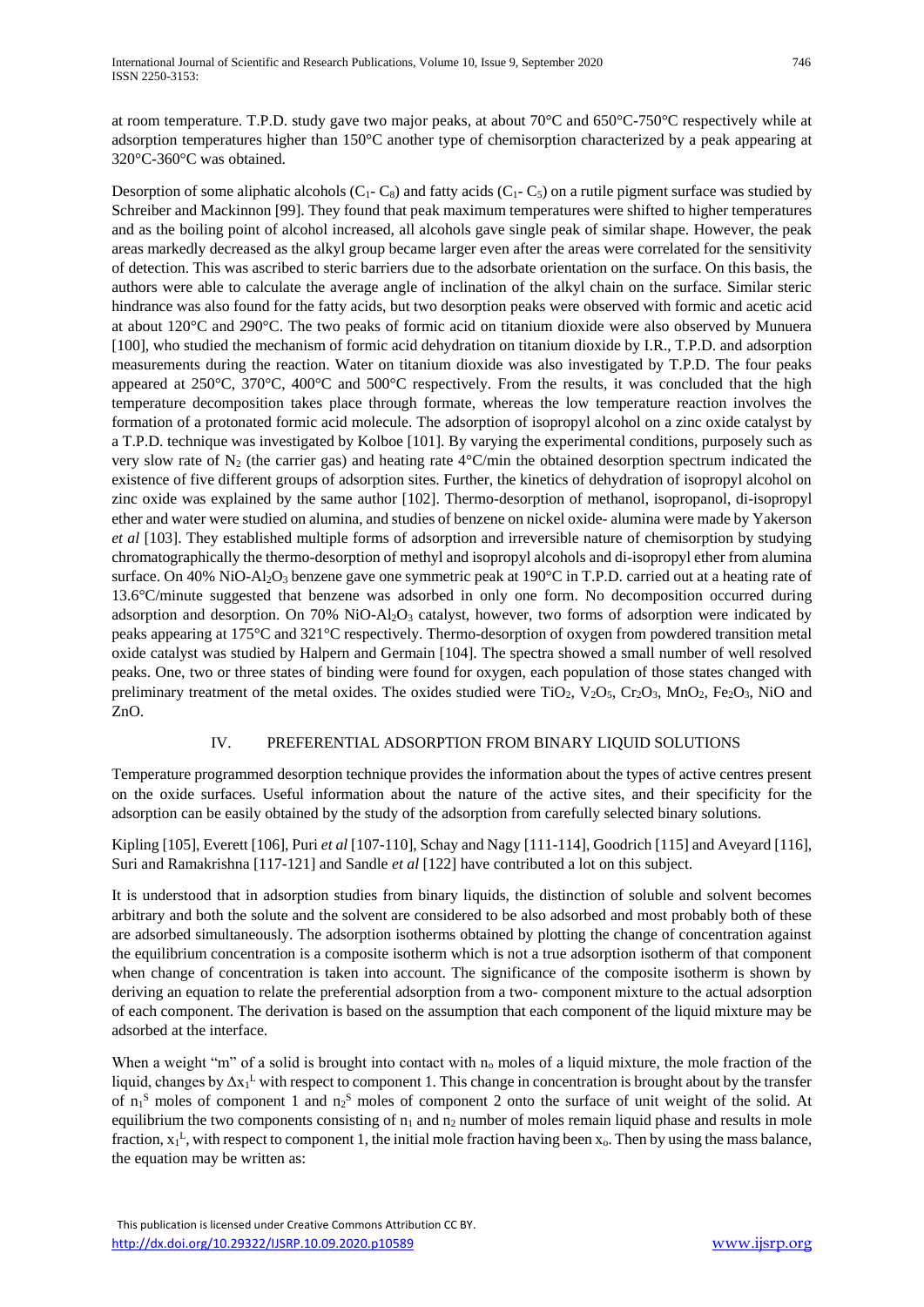at room temperature. T.P.D. study gave two major peaks, at about 70°C and 650°C-750°C respectively while at adsorption temperatures higher than 150°C another type of chemisorption characterized by a peak appearing at 320°C-360°C was obtained.

Desorption of some aliphatic alcohols ($C_1$- $C_8$) and fatty acids ($C_1$- $C_5$) on a rutile pigment surface was studied by Schreiber and Mackinnon [99]. They found that peak maximum temperatures were shifted to higher temperatures and as the boiling point of alcohol increased, all alcohols gave single peak of similar shape. However, the peak areas markedly decreased as the alkyl group became larger even after the areas were correlated for the sensitivity of detection. This was ascribed to steric barriers due to the adsorbate orientation on the surface. On this basis, the authors were able to calculate the average angle of inclination of the alkyl chain on the surface. Similar steric hindrance was also found for the fatty acids, but two desorption peaks were observed with formic and acetic acid at about 120°C and 290°C. The two peaks of formic acid on titanium dioxide were also observed by Munuera [100], who studied the mechanism of formic acid dehydration on titanium dioxide by I.R., T.P.D. and adsorption measurements during the reaction. Water on titanium dioxide was also investigated by T.P.D. The four peaks appeared at 250°C, 370°C, 400°C and 500°C respectively. From the results, it was concluded that the high temperature decomposition takes place through formate, whereas the low temperature reaction involves the formation of a protonated formic acid molecule. The adsorption of isopropyl alcohol on a zinc oxide catalyst by a T.P.D. technique was investigated by Kolboe [101]. By varying the experimental conditions, purposely such as very slow rate of $N_2$ (the carrier gas) and heating rate 4°C/min the obtained desorption spectrum indicated the existence of five different groups of adsorption sites. Further, the kinetics of dehydration of isopropyl alcohol on zinc oxide was explained by the same author [102]. Thermo-desorption of methanol, isopropanol, di-isopropyl ether and water were studied on alumina, and studies of benzene on nickel oxide- alumina were made by Yakerson *et al* [103]. They established multiple forms of adsorption and irreversible nature of chemisorption by studying chromatographically the thermo-desorption of methyl and isopropyl alcohols and di-isopropyl ether from alumina surface. On 40% NiO-$Al_2O_3$ benzene gave one symmetric peak at 190°C in T.P.D. carried out at a heating rate of 13.6°C/minute suggested that benzene was adsorbed in only one form. No decomposition occurred during adsorption and desorption. On 70% NiO-$Al_2O_3$ catalyst, however, two forms of adsorption were indicated by peaks appearing at 175°C and 321°C respectively. Thermo-desorption of oxygen from powdered transition metal oxide catalyst was studied by Halpern and Germain [104]. The spectra showed a small number of well resolved peaks. One, two or three states of binding were found for oxygen, each population of those states changed with preliminary treatment of the metal oxides. The oxides studied were $TiO_2$, $V_2O_5$, $Cr_2O_3$, $MnO_2$, $Fe_2O_3$, NiO and ZnO.

## IV. PREFERENTIAL ADSORPTION FROM BINARY LIQUID SOLUTIONS

Temperature programmed desorption technique provides the information about the types of active centres present on the oxide surfaces. Useful information about the nature of the active sites, and their specificity for the adsorption can be easily obtained by the study of the adsorption from carefully selected binary solutions.

Kipling [105], Everett [106], Puri *et al* [107-110], Schay and Nagy [111-114], Goodrich [115] and Aveyard [116], Suri and Ramakrishna [117-121] and Sandle *et al* [122] have contributed a lot on this subject.

It is understood that in adsorption studies from binary liquids, the distinction of soluble and solvent becomes arbitrary and both the solute and the solvent are considered to be also adsorbed and most probably both of these are adsorbed simultaneously. The adsorption isotherms obtained by plotting the change of concentration against the equilibrium concentration is a composite isotherm which is not a true adsorption isotherm of that component when change of concentration is taken into account. The significance of the composite isotherm is shown by deriving an equation to relate the preferential adsorption from a two- component mixture to the actual adsorption of each component. The derivation is based on the assumption that each component of the liquid mixture may be adsorbed at the interface.

When a weight "m" of a solid is brought into contact with $n_o$ moles of a liquid mixture, the mole fraction of the liquid, changes by $\Delta x_1^L$ with respect to component 1. This change in concentration is brought about by the transfer of $n_1^S$ moles of component 1 and $n_2^S$ moles of component 2 onto the surface of unit weight of the solid. At equilibrium the two components consisting of $n_1$ and $n_2$ number of moles remain liquid phase and results in mole fraction, $x_1^L$, with respect to component 1, the initial mole fraction having been $x_o$. Then by using the mass balance, the equation may be written as: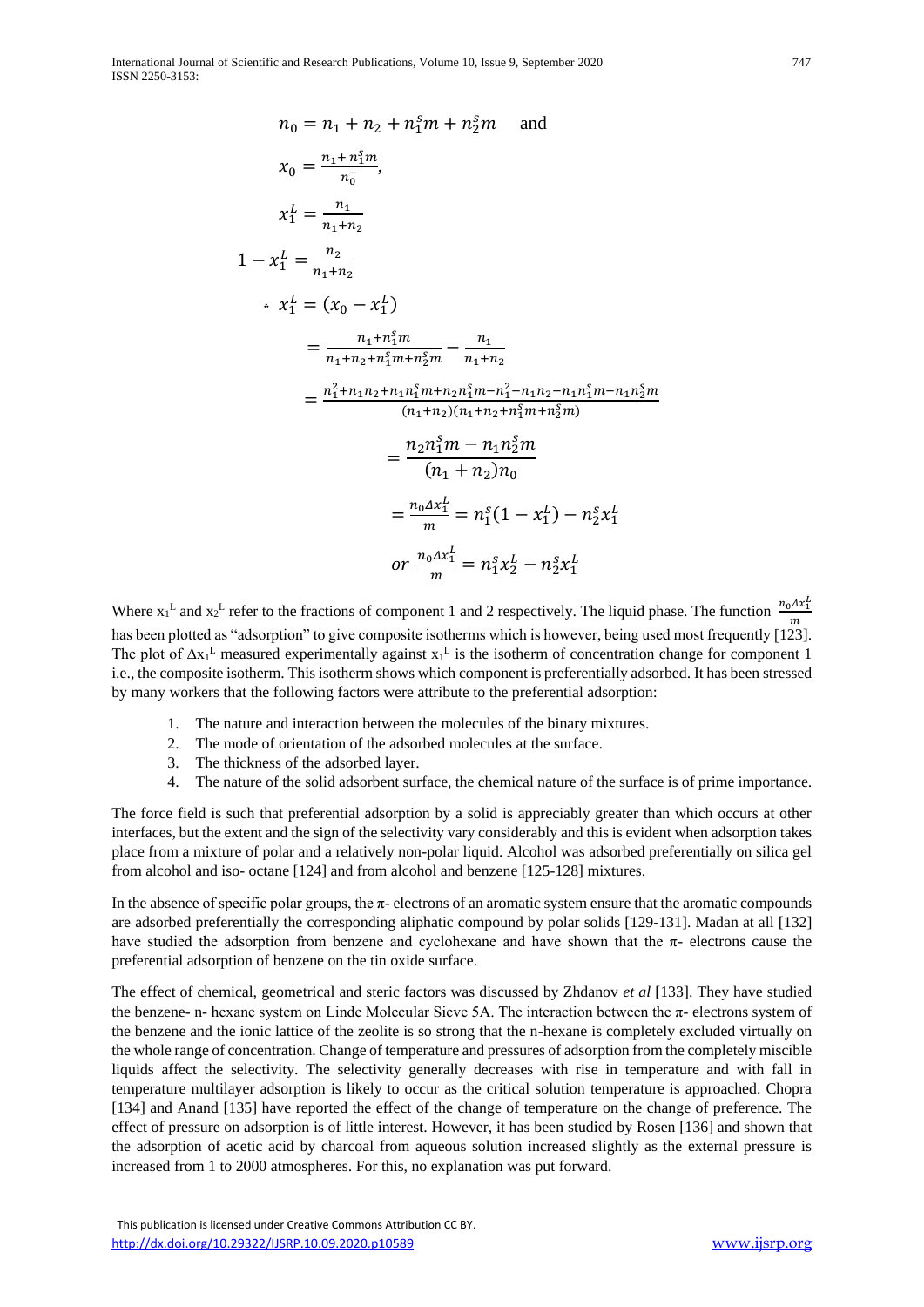$$n_0 = n_1 + n_2 + n_1^s m + n_2^s m \quad \text{and}$$

$$x_0 = \frac{n_1 + n_1^s m}{n_0},$$

$$x_1^L = \frac{n_1}{n_1 + n_2}$$

$$1 - x_1^L = \frac{n_2}{n_1 + n_2}$$

$$\therefore x_1^L = (x_0 - x_1^L)$$

$$= \frac{n_1 + n_1^s m}{n_1 + n_2 + n_1^s m + n_2^s m} - \frac{n_1}{n_1 + n_2}$$

$$= \frac{n_1^2 + n_1 n_2 + n_1 n_1^s m + n_2 n_1^s m - n_1^2 - n_1 n_2 - n_1 n_1^s m - n_1 n_2^s m}{(n_1 + n_2)(n_1 + n_2 + n_1^s m + n_2^s m)}$$

$$= \frac{n_2 n_1^s m - n_1 n_2^s m}{(n_1 + n_2) n_0}$$

$$= \frac{n_0 \Delta x_1^L}{m} = n_1^s (1 - x_1^L) - n_2^s x_1^L$$

$$or \ \frac{n_0 \Delta x_1^L}{m} = n_1^s x_2^L - n_2^s x_1^L$$

Where $x_1^L$ and $x_2^L$ refer to the fractions of component 1 and 2 respectively. The liquid phase. The function $\frac{n_0 \Delta x_1^L}{m}$ has been plotted as "adsorption" to give composite isotherms which is however, being used most frequently [123]. The plot of $\Delta x_1^L$ measured experimentally against $x_1^L$ is the isotherm of concentration change for component 1 i.e., the composite isotherm. This isotherm shows which component is preferentially adsorbed. It has been stressed by many workers that the following factors were attribute to the preferential adsorption:

1. The nature and interaction between the molecules of the binary mixtures.
2. The mode of orientation of the adsorbed molecules at the surface.
3. The thickness of the adsorbed layer.
4. The nature of the solid adsorbent surface, the chemical nature of the surface is of prime importance.

The force field is such that preferential adsorption by a solid is appreciably greater than which occurs at other interfaces, but the extent and the sign of the selectivity vary considerably and this is evident when adsorption takes place from a mixture of polar and a relatively non-polar liquid. Alcohol was adsorbed preferentially on silica gel from alcohol and iso- octane [124] and from alcohol and benzene [125-128] mixtures.

In the absence of specific polar groups, the π- electrons of an aromatic system ensure that the aromatic compounds are adsorbed preferentially the corresponding aliphatic compound by polar solids [129-131]. Madan at all [132] have studied the adsorption from benzene and cyclohexane and have shown that the π- electrons cause the preferential adsorption of benzene on the tin oxide surface.

The effect of chemical, geometrical and steric factors was discussed by Zhdanov *et al* [133]. They have studied the benzene- n- hexane system on Linde Molecular Sieve 5A. The interaction between the π- electrons system of the benzene and the ionic lattice of the zeolite is so strong that the n-hexane is completely excluded virtually on the whole range of concentration. Change of temperature and pressures of adsorption from the completely miscible liquids affect the selectivity. The selectivity generally decreases with rise in temperature and with fall in temperature multilayer adsorption is likely to occur as the critical solution temperature is approached. Chopra [134] and Anand [135] have reported the effect of the change of temperature on the change of preference. The effect of pressure on adsorption is of little interest. However, it has been studied by Rosen [136] and shown that the adsorption of acetic acid by charcoal from aqueous solution increased slightly as the external pressure is increased from 1 to 2000 atmospheres. For this, no explanation was put forward.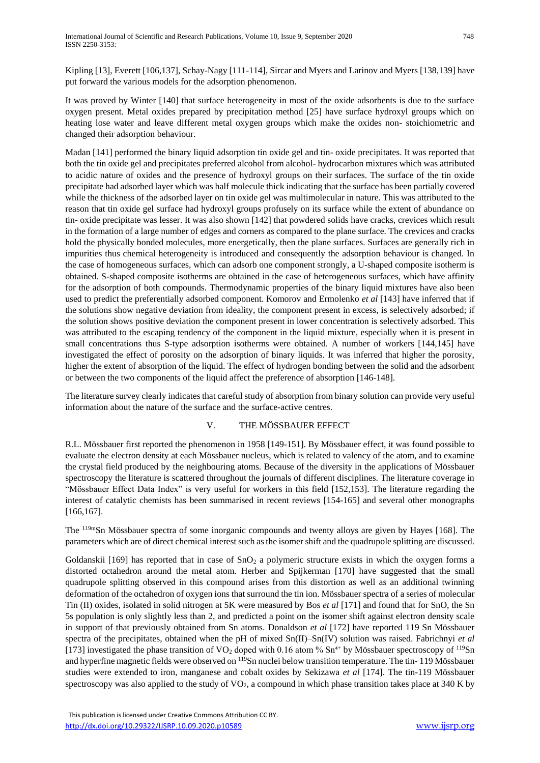Kipling [13], Everett [106,137], Schay-Nagy [111-114], Sircar and Myers and Larinov and Myers [138,139] have put forward the various models for the adsorption phenomenon.

It was proved by Winter [140] that surface heterogeneity in most of the oxide adsorbents is due to the surface oxygen present. Metal oxides prepared by precipitation method [25] have surface hydroxyl groups which on heating lose water and leave different metal oxygen groups which make the oxides non- stoichiometric and changed their adsorption behaviour.

Madan [141] performed the binary liquid adsorption tin oxide gel and tin- oxide precipitates. It was reported that both the tin oxide gel and precipitates preferred alcohol from alcohol- hydrocarbon mixtures which was attributed to acidic nature of oxides and the presence of hydroxyl groups on their surfaces. The surface of the tin oxide precipitate had adsorbed layer which was half molecule thick indicating that the surface has been partially covered while the thickness of the adsorbed layer on tin oxide gel was multimolecular in nature. This was attributed to the reason that tin oxide gel surface had hydroxyl groups profusely on its surface while the extent of abundance on tin- oxide precipitate was lesser. It was also shown [142] that powdered solids have cracks, crevices which result in the formation of a large number of edges and corners as compared to the plane surface. The crevices and cracks hold the physically bonded molecules, more energetically, then the plane surfaces. Surfaces are generally rich in impurities thus chemical heterogeneity is introduced and consequently the adsorption behaviour is changed. In the case of homogeneous surfaces, which can adsorb one component strongly, a U-shaped composite isotherm is obtained. S-shaped composite isotherms are obtained in the case of heterogeneous surfaces, which have affinity for the adsorption of both compounds. Thermodynamic properties of the binary liquid mixtures have also been used to predict the preferentially adsorbed component. Komorov and Ermolenko *et al* [143] have inferred that if the solutions show negative deviation from ideality, the component present in excess, is selectively adsorbed; if the solution shows positive deviation the component present in lower concentration is selectively adsorbed. This was attributed to the escaping tendency of the component in the liquid mixture, especially when it is present in small concentrations thus S-type adsorption isotherms were obtained. A number of workers [144,145] have investigated the effect of porosity on the adsorption of binary liquids. It was inferred that higher the porosity, higher the extent of absorption of the liquid. The effect of hydrogen bonding between the solid and the adsorbent or between the two components of the liquid affect the preference of absorption [146-148].

The literature survey clearly indicates that careful study of absorption from binary solution can provide very useful information about the nature of the surface and the surface-active centres.

## V. THE MÖSSBAUER EFFECT

R.L. Mössbauer first reported the phenomenon in 1958 [149-151]. By Mössbauer effect, it was found possible to evaluate the electron density at each Mössbauer nucleus, which is related to valency of the atom, and to examine the crystal field produced by the neighbouring atoms. Because of the diversity in the applications of Mössbauer spectroscopy the literature is scattered throughout the journals of different disciplines. The literature coverage in "Mössbauer Effect Data Index" is very useful for workers in this field [152,153]. The literature regarding the interest of catalytic chemists has been summarised in recent reviews [154-165] and several other monographs [166,167].

The $^{119m}$Sn Mössbauer spectra of some inorganic compounds and twenty alloys are given by Hayes [168]. The parameters which are of direct chemical interest such as the isomer shift and the quadrupole splitting are discussed.

Goldanskii [169] has reported that in case of $SnO_2$ a polymeric structure exists in which the oxygen forms a distorted octahedron around the metal atom. Herber and Spijkerman [170] have suggested that the small quadrupole splitting observed in this compound arises from this distortion as well as an additional twinning deformation of the octahedron of oxygen ions that surround the tin ion. Mössbauer spectra of a series of molecular Tin (II) oxides, isolated in solid nitrogen at 5K were measured by Bos *et al* [171] and found that for SnO, the Sn 5s population is only slightly less than 2, and predicted a point on the isomer shift against electron density scale in support of that previously obtained from Sn atoms. Donaldson *et al* [172] have reported 119 Sn Mössbauer spectra of the precipitates, obtained when the pH of mixed Sn(II)–Sn(IV) solution was raised. Fabrichnyi *et al* [173] investigated the phase transition of $VO_2$ doped with 0.16 atom % $Sn^{4+}$ by Mössbauer spectroscopy of $^{119}$Sn and hyperfine magnetic fields were observed on $^{119}$Sn nuclei below transition temperature. The tin- 119 Mössbauer studies were extended to iron, manganese and cobalt oxides by Sekizawa *et al* [174]. The tin-119 Mössbauer spectroscopy was also applied to the study of $VO_2$, a compound in which phase transition takes place at 340 K by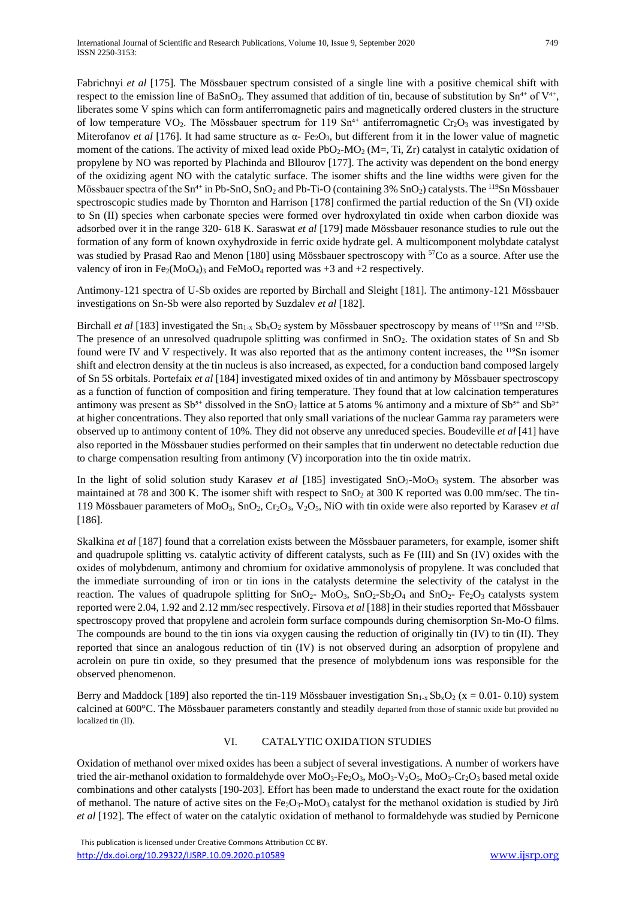Fabrichnyi *et al* [175]. The Mössbauer spectrum consisted of a single line with a positive chemical shift with respect to the emission line of $BaSnO_3$. They assumed that addition of tin, because of substitution by $Sn^{4+}$ of $V^{4+}$, liberates some V spins which can form antiferromagnetic pairs and magnetically ordered clusters in the structure of low temperature $VO_2$. The Mössbauer spectrum for 119 $Sn^{4+}$ antiferromagnetic $Cr_2O_3$ was investigated by Miterofanov *et al* [176]. It had same structure as α- $Fe_2O_3$, but different from it in the lower value of magnetic moment of the cations. The activity of mixed lead oxide $PbO_2$-$MO_2$ (M=, Ti, Zr) catalyst in catalytic oxidation of propylene by NO was reported by Plachinda and Bllourov [177]. The activity was dependent on the bond energy of the oxidizing agent NO with the catalytic surface. The isomer shifts and the line widths were given for the Mössbauer spectra of the $Sn^{4+}$ in Pb-SnO, $SnO_2$ and Pb-Ti-O (containing 3% $SnO_2$) catalysts. The $^{119}Sn$ Mössbauer spectroscopic studies made by Thornton and Harrison [178] confirmed the partial reduction of the Sn (VI) oxide to Sn (II) species when carbonate species were formed over hydroxylated tin oxide when carbon dioxide was adsorbed over it in the range 320- 618 K. Saraswat *et al* [179] made Mössbauer resonance studies to rule out the formation of any form of known oxyhydroxide in ferric oxide hydrate gel. A multicomponent molybdate catalyst was studied by Prasad Rao and Menon [180] using Mössbauer spectroscopy with $^{57}Co$ as a source. After use the valency of iron in $Fe_2(MoO_4)_3$ and $FeMoO_4$ reported was +3 and +2 respectively.

Antimony-121 spectra of U-Sb oxides are reported by Birchall and Sleight [181]. The antimony-121 Mössbauer investigations on Sn-Sb were also reported by Suzdalev *et al* [182].

Birchall *et al* [183] investigated the $Sn_{1-x}Sb_xO_2$ system by Mössbauer spectroscopy by means of $^{119}Sn$ and $^{121}Sb$. The presence of an unresolved quadrupole splitting was confirmed in $SnO_2$. The oxidation states of Sn and Sb found were IV and V respectively. It was also reported that as the antimony content increases, the $^{119}Sn$ isomer shift and electron density at the tin nucleus is also increased, as expected, for a conduction band composed largely of Sn 5S orbitals. Portefaix *et al* [184] investigated mixed oxides of tin and antimony by Mössbauer spectroscopy as a function of function of composition and firing temperature. They found that at low calcination temperatures antimony was present as $Sb^{5+}$ dissolved in the $SnO_2$ lattice at 5 atoms % antimony and a mixture of $Sb^{5+}$ and $Sb^{3+}$ at higher concentrations. They also reported that only small variations of the nuclear Gamma ray parameters were observed up to antimony content of 10%. They did not observe any unreduced species. Boudeville *et al* [41] have also reported in the Mössbauer studies performed on their samples that tin underwent no detectable reduction due to charge compensation resulting from antimony (V) incorporation into the tin oxide matrix.

In the light of solid solution study Karasev *et al* [185] investigated $SnO_2$-$MoO_3$ system. The absorber was maintained at 78 and 300 K. The isomer shift with respect to $SnO_2$ at 300 K reported was 0.00 mm/sec. The tin-119 Mössbauer parameters of $MoO_3$, $SnO_2$, $Cr_2O_3$, $V_2O_5$, NiO with tin oxide were also reported by Karasev *et al* [186].

Skalkina *et al* [187] found that a correlation exists between the Mössbauer parameters, for example, isomer shift and quadrupole splitting vs. catalytic activity of different catalysts, such as Fe (III) and Sn (IV) oxides with the oxides of molybdenum, antimony and chromium for oxidative ammonolysis of propylene. It was concluded that the immediate surrounding of iron or tin ions in the catalysts determine the selectivity of the catalyst in the reaction. The values of quadrupole splitting for $SnO_2$- $MoO_3$, $SnO_2$-$Sb_2O_4$ and $SnO_2$- $Fe_2O_3$ catalysts system reported were 2.04, 1.92 and 2.12 mm/sec respectively. Firsova *et al* [188] in their studies reported that Mössbauer spectroscopy proved that propylene and acrolein form surface compounds during chemisorption Sn-Mo-O films. The compounds are bound to the tin ions via oxygen causing the reduction of originally tin (IV) to tin (II). They reported that since an analogous reduction of tin (IV) is not observed during an adsorption of propylene and acrolein on pure tin oxide, so they presumed that the presence of molybdenum ions was responsible for the observed phenomenon.

Berry and Maddock [189] also reported the tin-119 Mössbauer investigation $Sn_{1-x}Sb_xO_2$ (x = 0.01- 0.10) system calcined at 600°C. The Mössbauer parameters constantly and steadily departed from those of stannic oxide but provided no localized tin (II).

## VI. CATALYTIC OXIDATION STUDIES

Oxidation of methanol over mixed oxides has been a subject of several investigations. A number of workers have tried the air-methanol oxidation to formaldehyde over $MoO_3$-$Fe_2O_3$, $MoO_3$-$V_2O_5$, $MoO_3$-$Cr_2O_3$ based metal oxide combinations and other catalysts [190-203]. Effort has been made to understand the exact route for the oxidation of methanol. The nature of active sites on the $Fe_2O_3$-$MoO_3$ catalyst for the methanol oxidation is studied by Jirů *et al* [192]. The effect of water on the catalytic oxidation of methanol to formaldehyde was studied by Pernicone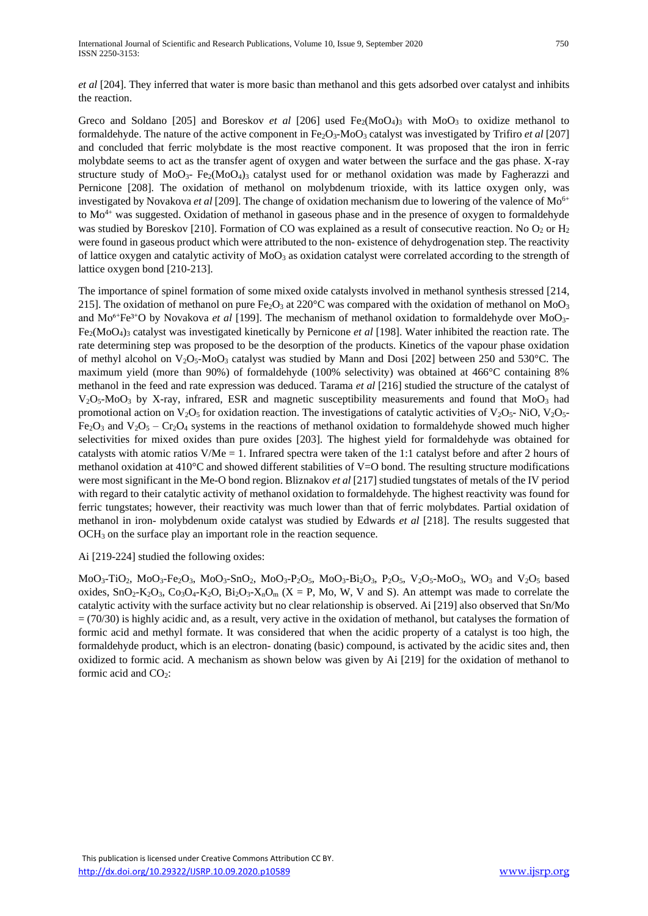*et al* [204]. They inferred that water is more basic than methanol and this gets adsorbed over catalyst and inhibits the reaction.

Greco and Soldano [205] and Boreskov *et al* [206] used $Fe_2(MoO_4)_3$ with $MoO_3$ to oxidize methanol to formaldehyde. The nature of the active component in $Fe_2O_3$-$MoO_3$ catalyst was investigated by Trifiro *et al* [207] and concluded that ferric molybdate is the most reactive component. It was proposed that the iron in ferric molybdate seems to act as the transfer agent of oxygen and water between the surface and the gas phase. X-ray structure study of $MoO_3$- $Fe_2(MoO_4)_3$ catalyst used for or methanol oxidation was made by Fagherazzi and Pernicone [208]. The oxidation of methanol on molybdenum trioxide, with its lattice oxygen only, was investigated by Novakova *et al* [209]. The change of oxidation mechanism due to lowering of the valence of $Mo^{6+}$ to $Mo^{4+}$ was suggested. Oxidation of methanol in gaseous phase and in the presence of oxygen to formaldehyde was studied by Boreskov [210]. Formation of CO was explained as a result of consecutive reaction. No $O_2$ or $H_2$ were found in gaseous product which were attributed to the non- existence of dehydrogenation step. The reactivity of lattice oxygen and catalytic activity of $MoO_3$ as oxidation catalyst were correlated according to the strength of lattice oxygen bond [210-213].

The importance of spinel formation of some mixed oxide catalysts involved in methanol synthesis stressed [214, 215]. The oxidation of methanol on pure $Fe_2O_3$ at 220°C was compared with the oxidation of methanol on $MoO_3$ and $Mo^{6+}Fe^{3+}O$ by Novakova *et al* [199]. The mechanism of methanol oxidation to formaldehyde over $MoO_3$-$Fe_2(MoO_4)_3$ catalyst was investigated kinetically by Pernicone *et al* [198]. Water inhibited the reaction rate. The rate determining step was proposed to be the desorption of the products. Kinetics of the vapour phase oxidation of methyl alcohol on $V_2O_5$-$MoO_3$ catalyst was studied by Mann and Dosi [202] between 250 and 530°C. The maximum yield (more than 90%) of formaldehyde (100% selectivity) was obtained at 466°C containing 8% methanol in the feed and rate expression was deduced. Tarama *et al* [216] studied the structure of the catalyst of $V_2O_5$-$MoO_3$ by X-ray, infrared, ESR and magnetic susceptibility measurements and found that $MoO_3$ had promotional action on $V_2O_5$ for oxidation reaction. The investigations of catalytic activities of $V_2O_5$- NiO, $V_2O_5$-$Fe_2O_3$ and $V_2O_5$ – $Cr_2O_4$ systems in the reactions of methanol oxidation to formaldehyde showed much higher selectivities for mixed oxides than pure oxides [203]. The highest yield for formaldehyde was obtained for catalysts with atomic ratios V/Me = 1. Infrared spectra were taken of the 1:1 catalyst before and after 2 hours of methanol oxidation at 410°C and showed different stabilities of V=O bond. The resulting structure modifications were most significant in the Me-O bond region. Bliznakov *et al* [217] studied tungstates of metals of the IV period with regard to their catalytic activity of methanol oxidation to formaldehyde. The highest reactivity was found for ferric tungstates; however, their reactivity was much lower than that of ferric molybdates. Partial oxidation of methanol in iron- molybdenum oxide catalyst was studied by Edwards *et al* [218]. The results suggested that $OCH_3$ on the surface play an important role in the reaction sequence.

Ai [219-224] studied the following oxides:

$MoO_3$-$TiO_2$, $MoO_3$-$Fe_2O_3$, $MoO_3$-$SnO_2$, $MoO_3$-$P_2O_5$, $MoO_3$-$Bi_2O_3$, $P_2O_5$, $V_2O_5$-$MoO_3$, $WO_3$ and $V_2O_5$ based oxides, $SnO_2$-$K_2O_3$, $Co_3O_4$-$K_2O$, $Bi_2O_3$-$X_nO_m$ (X = P, Mo, W, V and S). An attempt was made to correlate the catalytic activity with the surface activity but no clear relationship is observed. Ai [219] also observed that Sn/Mo = (70/30) is highly acidic and, as a result, very active in the oxidation of methanol, but catalyses the formation of formic acid and methyl formate. It was considered that when the acidic property of a catalyst is too high, the formaldehyde product, which is an electron- donating (basic) compound, is activated by the acidic sites and, then oxidized to formic acid. A mechanism as shown below was given by Ai [219] for the oxidation of methanol to formic acid and $CO_2$: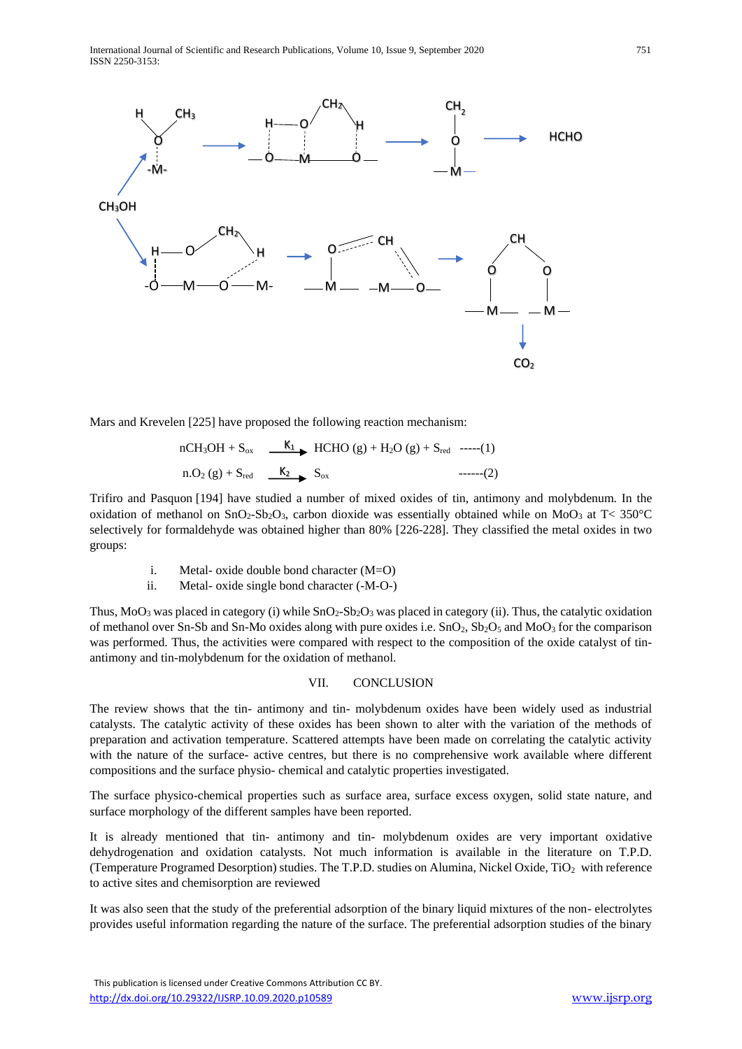Mars and Krevelen [225] have proposed the following reaction mechanism:

$$nCH_3OH + S_{ox} \xrightarrow{K_1} HCHO\,(g) + H_2O\,(g) + S_{red} \quad \text{-----(1)}$$

$$n.O_2\,(g) + S_{red} \xrightarrow{K_2} S_{ox} \quad \text{------(2)}$$

Trifiro and Pasquon [194] have studied a number of mixed oxides of tin, antimony and molybdenum. In the oxidation of methanol on $SnO_2$-$Sb_2O_3$, carbon dioxide was essentially obtained while on $MoO_3$ at T< 350°C selectively for formaldehyde was obtained higher than 80% [226-228]. They classified the metal oxides in two groups:

i. Metal- oxide double bond character (M=O)
ii. Metal- oxide single bond character (-M-O-)

Thus, $MoO_3$ was placed in category (i) while $SnO_2$-$Sb_2O_3$ was placed in category (ii). Thus, the catalytic oxidation of methanol over Sn-Sb and Sn-Mo oxides along with pure oxides i.e. $SnO_2$, $Sb_2O_5$ and $MoO_3$ for the comparison was performed. Thus, the activities were compared with respect to the composition of the oxide catalyst of tin-antimony and tin-molybdenum for the oxidation of methanol.

## VII. CONCLUSION

The review shows that the tin- antimony and tin- molybdenum oxides have been widely used as industrial catalysts. The catalytic activity of these oxides has been shown to alter with the variation of the methods of preparation and activation temperature. Scattered attempts have been made on correlating the catalytic activity with the nature of the surface- active centres, but there is no comprehensive work available where different compositions and the surface physio- chemical and catalytic properties investigated.

The surface physico-chemical properties such as surface area, surface excess oxygen, solid state nature, and surface morphology of the different samples have been reported.

It is already mentioned that tin- antimony and tin- molybdenum oxides are very important oxidative dehydrogenation and oxidation catalysts. Not much information is available in the literature on T.P.D. (Temperature Programed Desorption) studies. The T.P.D. studies on Alumina, Nickel Oxide, $TiO_2$ with reference to active sites and chemisorption are reviewed

It was also seen that the study of the preferential adsorption of the binary liquid mixtures of the non- electrolytes provides useful information regarding the nature of the surface. The preferential adsorption studies of the binary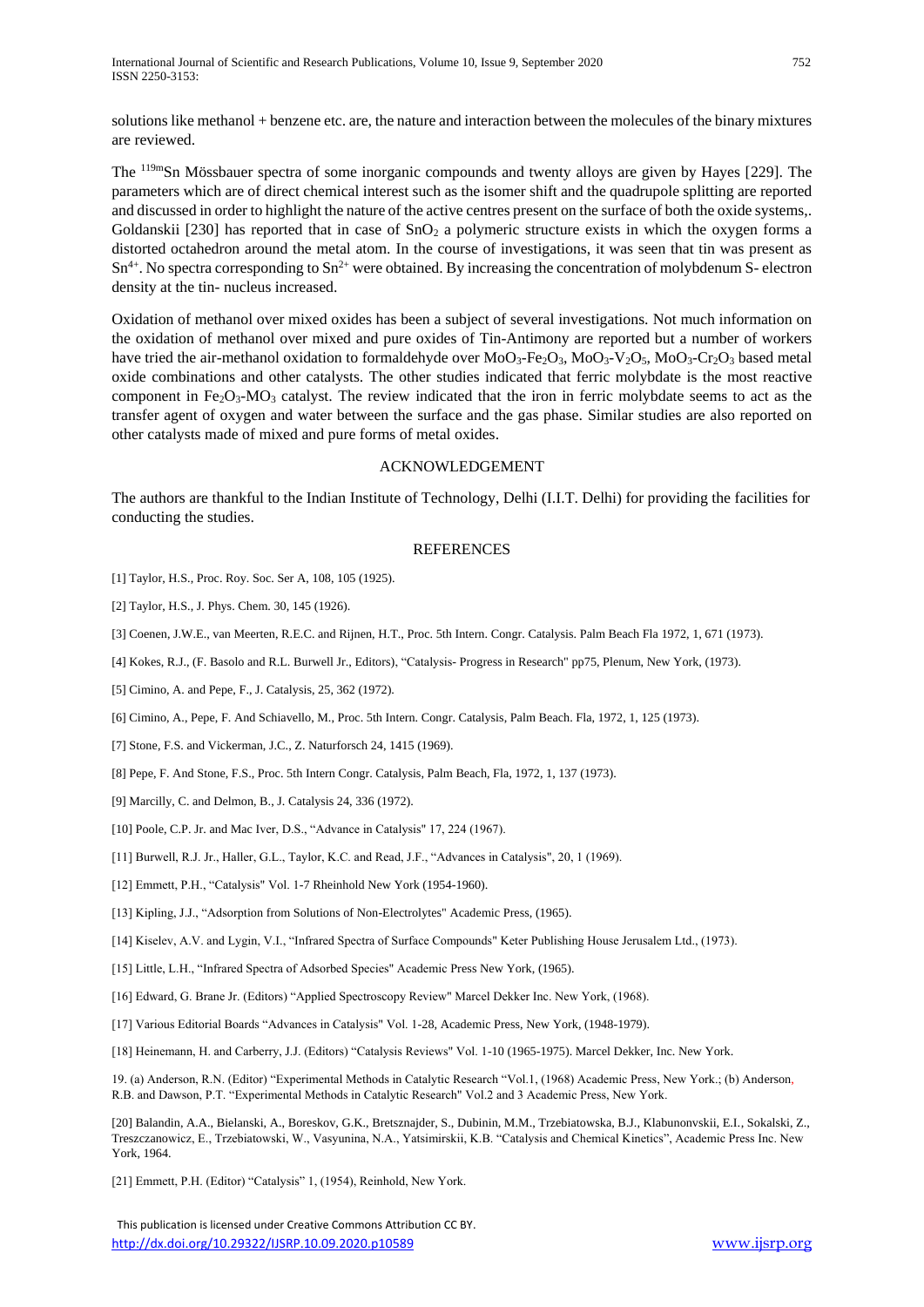solutions like methanol + benzene etc. are, the nature and interaction between the molecules of the binary mixtures are reviewed.

The $^{119m}Sn$ Mössbauer spectra of some inorganic compounds and twenty alloys are given by Hayes [229]. The parameters which are of direct chemical interest such as the isomer shift and the quadrupole splitting are reported and discussed in order to highlight the nature of the active centres present on the surface of both the oxide systems,. Goldanskii [230] has reported that in case of $SnO_2$ a polymeric structure exists in which the oxygen forms a distorted octahedron around the metal atom. In the course of investigations, it was seen that tin was present as $Sn^{4+}$. No spectra corresponding to $Sn^{2+}$ were obtained. By increasing the concentration of molybdenum S- electron density at the tin- nucleus increased.

Oxidation of methanol over mixed oxides has been a subject of several investigations. Not much information on the oxidation of methanol over mixed and pure oxides of Tin-Antimony are reported but a number of workers have tried the air-methanol oxidation to formaldehyde over $MoO_3$-$Fe_2O_3$, $MoO_3$-$V_2O_5$, $MoO_3$-$Cr_2O_3$ based metal oxide combinations and other catalysts. The other studies indicated that ferric molybdate is the most reactive component in $Fe_2O_3$-$MO_3$ catalyst. The review indicated that the iron in ferric molybdate seems to act as the transfer agent of oxygen and water between the surface and the gas phase. Similar studies are also reported on other catalysts made of mixed and pure forms of metal oxides.

## ACKNOWLEDGEMENT

The authors are thankful to the Indian Institute of Technology, Delhi (I.I.T. Delhi) for providing the facilities for conducting the studies.

## REFERENCES

[1] Taylor, H.S., Proc. Roy. Soc. Ser A, 108, 105 (1925).

[2] Taylor, H.S., J. Phys. Chem. 30, 145 (1926).

[3] Coenen, J.W.E., van Meerten, R.E.C. and Rijnen, H.T., Proc. 5th Intern. Congr. Catalysis. Palm Beach Fla 1972, 1, 671 (1973).

[4] Kokes, R.J., (F. Basolo and R.L. Burwell Jr., Editors), "Catalysis- Progress in Research" pp75, Plenum, New York, (1973).

[5] Cimino, A. and Pepe, F., J. Catalysis, 25, 362 (1972).

[6] Cimino, A., Pepe, F. And Schiavello, M., Proc. 5th Intern. Congr. Catalysis, Palm Beach. Fla, 1972, 1, 125 (1973).

[7] Stone, F.S. and Vickerman, J.C., Z. Naturforsch 24, 1415 (1969).

[8] Pepe, F. And Stone, F.S., Proc. 5th Intern Congr. Catalysis, Palm Beach, Fla, 1972, 1, 137 (1973).

[9] Marcilly, C. and Delmon, B., J. Catalysis 24, 336 (1972).

[10] Poole, C.P. Jr. and Mac Iver, D.S., "Advance in Catalysis" 17, 224 (1967).

[11] Burwell, R.J. Jr., Haller, G.L., Taylor, K.C. and Read, J.F., "Advances in Catalysis", 20, 1 (1969).

[12] Emmett, P.H., "Catalysis" Vol. 1-7 Rheinhold New York (1954-1960).

[13] Kipling, J.J., "Adsorption from Solutions of Non-Electrolytes" Academic Press, (1965).

[14] Kiselev, A.V. and Lygin, V.I., "Infrared Spectra of Surface Compounds" Keter Publishing House Jerusalem Ltd., (1973).

[15] Little, L.H., "Infrared Spectra of Adsorbed Species" Academic Press New York, (1965).

[16] Edward, G. Brane Jr. (Editors) "Applied Spectroscopy Review" Marcel Dekker Inc. New York, (1968).

[17] Various Editorial Boards "Advances in Catalysis" Vol. 1-28, Academic Press, New York, (1948-1979).

[18] Heinemann, H. and Carberry, J.J. (Editors) "Catalysis Reviews" Vol. 1-10 (1965-1975). Marcel Dekker, Inc. New York.

19. (a) Anderson, R.N. (Editor) "Experimental Methods in Catalytic Research "Vol.1, (1968) Academic Press, New York.; (b) Anderson, R.B. and Dawson, P.T. "Experimental Methods in Catalytic Research" Vol.2 and 3 Academic Press, New York.

[20] Balandin, A.A., Bielanski, A., Boreskov, G.K., Bretsznajder, S., Dubinin, M.M., Trzebiatowska, B.J., Klabunonvskii, E.I., Sokalski, Z., Treszczanowicz, E., Trzebiatowski, W., Vasyunina, N.A., Yatsimirskii, K.B. "Catalysis and Chemical Kinetics", Academic Press Inc. New York, 1964.

[21] Emmett, P.H. (Editor) "Catalysis" 1, (1954), Reinhold, New York.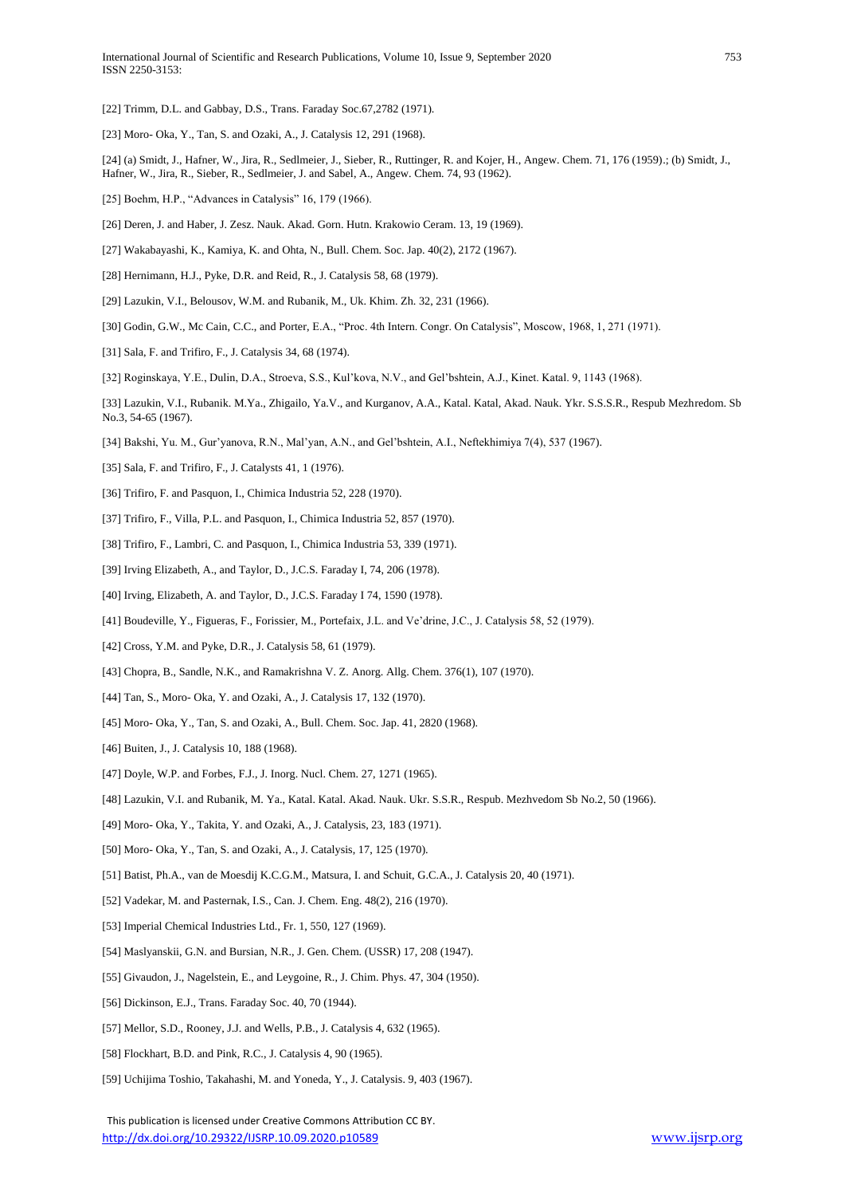[22] Trimm, D.L. and Gabbay, D.S., Trans. Faraday Soc.67,2782 (1971).

[23] Moro- Oka, Y., Tan, S. and Ozaki, A., J. Catalysis 12, 291 (1968).

[24] (a) Smidt, J., Hafner, W., Jira, R., Sedlmeier, J., Sieber, R., Ruttinger, R. and Kojer, H., Angew. Chem. 71, 176 (1959).; (b) Smidt, J., Hafner, W., Jira, R., Sieber, R., Sedlmeier, J. and Sabel, A., Angew. Chem. 74, 93 (1962).

[25] Boehm, H.P., "Advances in Catalysis" 16, 179 (1966).

[26] Deren, J. and Haber, J. Zesz. Nauk. Akad. Gorn. Hutn. Krakowio Ceram. 13, 19 (1969).

[27] Wakabayashi, K., Kamiya, K. and Ohta, N., Bull. Chem. Soc. Jap. 40(2), 2172 (1967).

[28] Hernimann, H.J., Pyke, D.R. and Reid, R., J. Catalysis 58, 68 (1979).

[29] Lazukin, V.I., Belousov, W.M. and Rubanik, M., Uk. Khim. Zh. 32, 231 (1966).

[30] Godin, G.W., Mc Cain, C.C., and Porter, E.A., "Proc. 4th Intern. Congr. On Catalysis", Moscow, 1968, 1, 271 (1971).

[31] Sala, F. and Trifiro, F., J. Catalysis 34, 68 (1974).

[32] Roginskaya, Y.E., Dulin, D.A., Stroeva, S.S., Kul'kova, N.V., and Gel'bshtein, A.J., Kinet. Katal. 9, 1143 (1968).

[33] Lazukin, V.I., Rubanik. M.Ya., Zhigailo, Ya.V., and Kurganov, A.A., Katal. Katal, Akad. Nauk. Ykr. S.S.S.R., Respub Mezhredom. Sb No.3, 54-65 (1967).

[34] Bakshi, Yu. M., Gur'yanova, R.N., Mal'yan, A.N., and Gel'bshtein, A.I., Neftekhimiya 7(4), 537 (1967).

[35] Sala, F. and Trifiro, F., J. Catalysts 41, 1 (1976).

[36] Trifiro, F. and Pasquon, I., Chimica Industria 52, 228 (1970).

[37] Trifiro, F., Villa, P.L. and Pasquon, I., Chimica Industria 52, 857 (1970).

[38] Trifiro, F., Lambri, C. and Pasquon, I., Chimica Industria 53, 339 (1971).

[39] Irving Elizabeth, A., and Taylor, D., J.C.S. Faraday I, 74, 206 (1978).

[40] Irving, Elizabeth, A. and Taylor, D., J.C.S. Faraday I 74, 1590 (1978).

[41] Boudeville, Y., Figueras, F., Forissier, M., Portefaix, J.L. and Ve'drine, J.C., J. Catalysis 58, 52 (1979).

[42] Cross, Y.M. and Pyke, D.R., J. Catalysis 58, 61 (1979).

[43] Chopra, B., Sandle, N.K., and Ramakrishna V. Z. Anorg. Allg. Chem. 376(1), 107 (1970).

[44] Tan, S., Moro- Oka, Y. and Ozaki, A., J. Catalysis 17, 132 (1970).

[45] Moro- Oka, Y., Tan, S. and Ozaki, A., Bull. Chem. Soc. Jap. 41, 2820 (1968).

[46] Buiten, J., J. Catalysis 10, 188 (1968).

[47] Doyle, W.P. and Forbes, F.J., J. Inorg. Nucl. Chem. 27, 1271 (1965).

[48] Lazukin, V.I. and Rubanik, M. Ya., Katal. Katal. Akad. Nauk. Ukr. S.S.R., Respub. Mezhvedom Sb No.2, 50 (1966).

[49] Moro- Oka, Y., Takita, Y. and Ozaki, A., J. Catalysis, 23, 183 (1971).

[50] Moro- Oka, Y., Tan, S. and Ozaki, A., J. Catalysis, 17, 125 (1970).

[51] Batist, Ph.A., van de Moesdij K.C.G.M., Matsura, I. and Schuit, G.C.A., J. Catalysis 20, 40 (1971).

[52] Vadekar, M. and Pasternak, I.S., Can. J. Chem. Eng. 48(2), 216 (1970).

[53] Imperial Chemical Industries Ltd., Fr. 1, 550, 127 (1969).

[54] Maslyanskii, G.N. and Bursian, N.R., J. Gen. Chem. (USSR) 17, 208 (1947).

[55] Givaudon, J., Nagelstein, E., and Leygoine, R., J. Chim. Phys. 47, 304 (1950).

[56] Dickinson, E.J., Trans. Faraday Soc. 40, 70 (1944).

[57] Mellor, S.D., Rooney, J.J. and Wells, P.B., J. Catalysis 4, 632 (1965).

[58] Flockhart, B.D. and Pink, R.C., J. Catalysis 4, 90 (1965).

[59] Uchijima Toshio, Takahashi, M. and Yoneda, Y., J. Catalysis. 9, 403 (1967).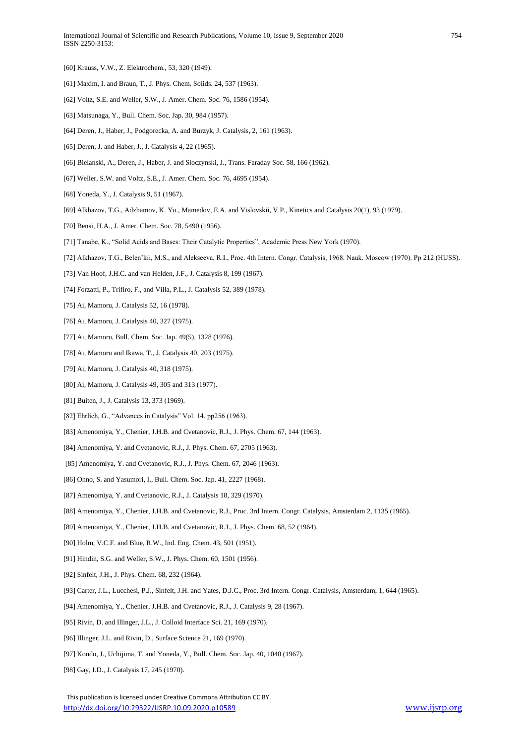[60] Krauss, V.W., Z. Elektrochem., 53, 320 (1949).

[61] Maxim, I. and Braun, T., J. Phys. Chem. Solids. 24, 537 (1963).

[62] Voltz, S.E. and Weller, S.W., J. Amer. Chem. Soc. 76, 1586 (1954).

[63] Matsunaga, Y., Bull. Chem. Soc. Jap. 30, 984 (1957).

[64] Deren, J., Haber, J., Podgorecka, A. and Burzyk, J. Catalysis, 2, 161 (1963).

[65] Deren, J. and Haber, J., J. Catalysis 4, 22 (1965).

[66] Bielanski, A., Deren, J., Haber, J. and Sloczynski, J., Trans. Faraday Soc. 58, 166 (1962).

[67] Weller, S.W. and Voltz, S.E., J. Amer. Chem. Soc. 76, 4695 (1954).

[68] Yoneda, Y., J. Catalysis 9, 51 (1967).

[69] Alkhazov, T.G., Adzhamov, K. Yu., Mamedov, E.A. and Vislovskii, V.P., Kinetics and Catalysis 20(1), 93 (1979).

[70] Bensi, H.A., J. Amer. Chem. Soc. 78, 5490 (1956).

[71] Tanabe, K., "Solid Acids and Bases: Their Catalytic Properties", Academic Press New York (1970).

[72] Alkhazov, T.G., Belen'kii, M.S., and Alekseeva, R.I., Proc. 4th Intern. Congr. Catalysis, 1968. Nauk. Moscow (1970). Pp 212 (HUSS).

[73] Van Hoof, J.H.C. and van Helden, J.F., J. Catalysis 8, 199 (1967).

[74] Forzatti, P., Trifiro, F., and Villa, P.L., J. Catalysis 52, 389 (1978).

[75] Ai, Mamoru, J. Catalysis 52, 16 (1978).

[76] Ai, Mamoru, J. Catalysis 40, 327 (1975).

[77] Ai, Mamoru, Bull. Chem. Soc. Jap. 49(5), 1328 (1976).

[78] Ai, Mamoru and Ikawa, T., J. Catalysis 40, 203 (1975).

[79] Ai, Mamoru, J. Catalysis 40, 318 (1975).

[80] Ai, Mamoru, J. Catalysis 49, 305 and 313 (1977).

[81] Buiten, J., J. Catalysis 13, 373 (1969).

[82] Ehrlich, G., "Advances in Catalysis" Vol. 14, pp256 (1963).

[83] Amenomiya, Y., Chenier, J.H.B. and Cvetanovic, R.J., J. Phys. Chem. 67, 144 (1963).

[84] Amenomiya, Y. and Cvetanovic, R.J., J. Phys. Chem. 67, 2705 (1963).

[85] Amenomiya, Y. and Cvetanovic, R.J., J. Phys. Chem. 67, 2046 (1963).

[86] Ohno, S. and Yasumori, I., Bull. Chem. Soc. Jap. 41, 2227 (1968).

[87] Amenomiya, Y. and Cvetanovic, R.J., J. Catalysis 18, 329 (1970).

[88] Amenomiya, Y., Chenier, J.H.B. and Cvetanovic, R.J., Proc. 3rd Intern. Congr. Catalysis, Amsterdam 2, 1135 (1965).

[89] Amenomiya, Y., Chenier, J.H.B. and Cvetanovic, R.J., J. Phys. Chem. 68, 52 (1964).

[90] Holm, V.C.F. and Blue, R.W., Ind. Eng. Chem. 43, 501 (1951).

[91] Hindin, S.G. and Weller, S.W., J. Phys. Chem. 60, 1501 (1956).

[92] Sinfelt, J.H., J. Phys. Chem. 68, 232 (1964).

[93] Carter, J.L., Lucchesi, P.J., Sinfelt, J.H. and Yates, D.J.C., Proc. 3rd Intern. Congr. Catalysis, Amsterdam, 1, 644 (1965).

[94] Amenomiya, Y., Chenier, J.H.B. and Cvetanovic, R.J., J. Catalysis 9, 28 (1967).

[95] Rivin, D. and Illinger, J.L., J. Colloid Interface Sci. 21, 169 (1970).

[96] Illinger, J.L. and Rivin, D., Surface Science 21, 169 (1970).

[97] Kondo, J., Uchijima, T. and Yoneda, Y., Bull. Chem. Soc. Jap. 40, 1040 (1967).

[98] Gay, I.D., J. Catalysis 17, 245 (1970).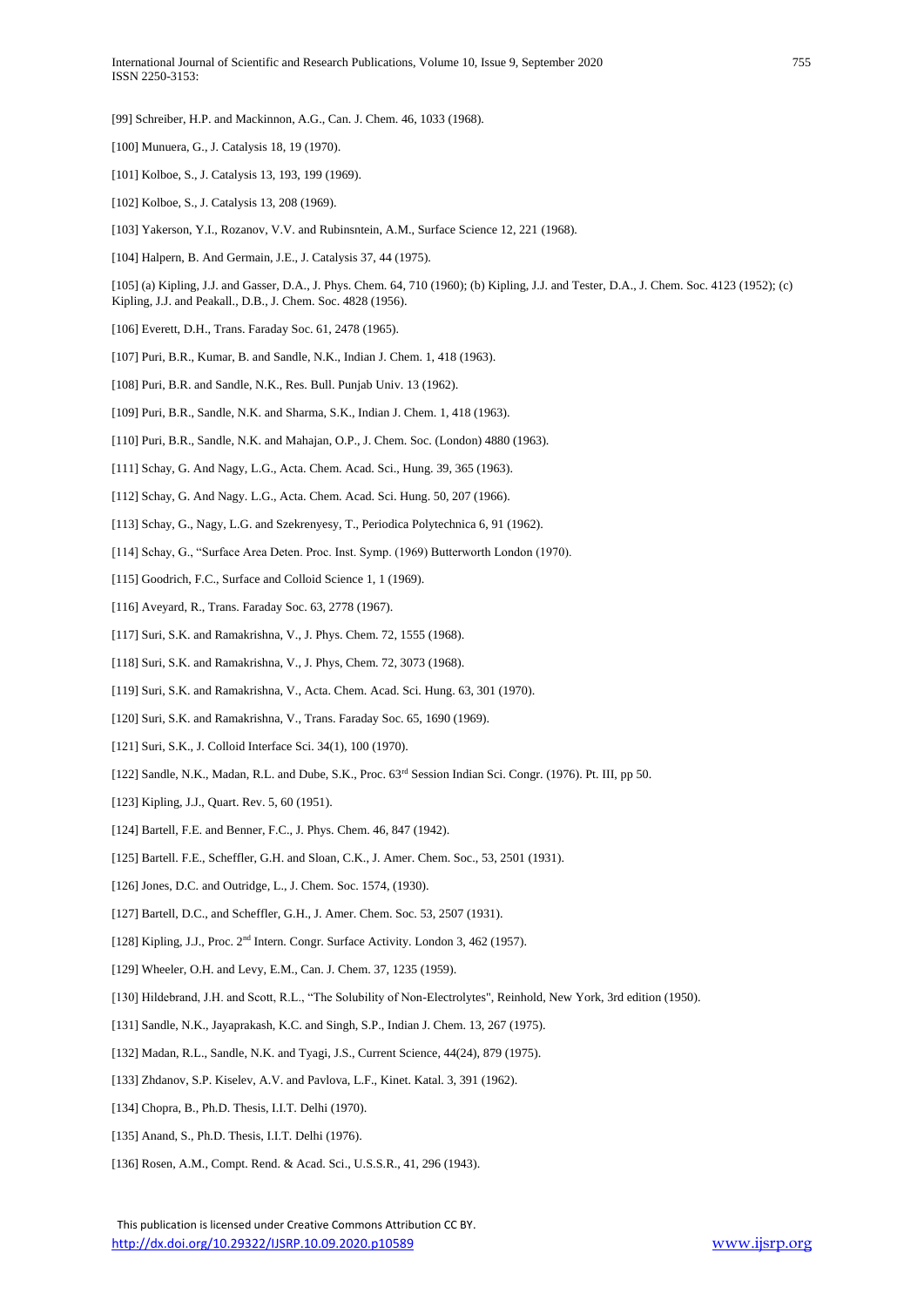[99] Schreiber, H.P. and Mackinnon, A.G., Can. J. Chem. 46, 1033 (1968).

[100] Munuera, G., J. Catalysis 18, 19 (1970).

[101] Kolboe, S., J. Catalysis 13, 193, 199 (1969).

[102] Kolboe, S., J. Catalysis 13, 208 (1969).

[103] Yakerson, Y.I., Rozanov, V.V. and Rubinsntein, A.M., Surface Science 12, 221 (1968).

[104] Halpern, B. And Germain, J.E., J. Catalysis 37, 44 (1975).

[105] (a) Kipling, J.J. and Gasser, D.A., J. Phys. Chem. 64, 710 (1960); (b) Kipling, J.J. and Tester, D.A., J. Chem. Soc. 4123 (1952); (c) Kipling, J.J. and Peakall., D.B., J. Chem. Soc. 4828 (1956).

[106] Everett, D.H., Trans. Faraday Soc. 61, 2478 (1965).

[107] Puri, B.R., Kumar, B. and Sandle, N.K., Indian J. Chem. 1, 418 (1963).

[108] Puri, B.R. and Sandle, N.K., Res. Bull. Punjab Univ. 13 (1962).

[109] Puri, B.R., Sandle, N.K. and Sharma, S.K., Indian J. Chem. 1, 418 (1963).

[110] Puri, B.R., Sandle, N.K. and Mahajan, O.P., J. Chem. Soc. (London) 4880 (1963).

[111] Schay, G. And Nagy, L.G., Acta. Chem. Acad. Sci., Hung. 39, 365 (1963).

[112] Schay, G. And Nagy. L.G., Acta. Chem. Acad. Sci. Hung. 50, 207 (1966).

[113] Schay, G., Nagy, L.G. and Szekrenyesy, T., Periodica Polytechnica 6, 91 (1962).

[114] Schay, G., "Surface Area Deten. Proc. Inst. Symp. (1969) Butterworth London (1970).

[115] Goodrich, F.C., Surface and Colloid Science 1, 1 (1969).

[116] Aveyard, R., Trans. Faraday Soc. 63, 2778 (1967).

[117] Suri, S.K. and Ramakrishna, V., J. Phys. Chem. 72, 1555 (1968).

[118] Suri, S.K. and Ramakrishna, V., J. Phys, Chem. 72, 3073 (1968).

[119] Suri, S.K. and Ramakrishna, V., Acta. Chem. Acad. Sci. Hung. 63, 301 (1970).

[120] Suri, S.K. and Ramakrishna, V., Trans. Faraday Soc. 65, 1690 (1969).

[121] Suri, S.K., J. Colloid Interface Sci. 34(1), 100 (1970).

[122] Sandle, N.K., Madan, R.L. and Dube, S.K., Proc. 63rd Session Indian Sci. Congr. (1976). Pt. III, pp 50.

[123] Kipling, J.J., Quart. Rev. 5, 60 (1951).

[124] Bartell, F.E. and Benner, F.C., J. Phys. Chem. 46, 847 (1942).

[125] Bartell. F.E., Scheffler, G.H. and Sloan, C.K., J. Amer. Chem. Soc., 53, 2501 (1931).

[126] Jones, D.C. and Outridge, L., J. Chem. Soc. 1574, (1930).

[127] Bartell, D.C., and Scheffler, G.H., J. Amer. Chem. Soc. 53, 2507 (1931).

[128] Kipling, J.J., Proc. 2nd Intern. Congr. Surface Activity. London 3, 462 (1957).

[129] Wheeler, O.H. and Levy, E.M., Can. J. Chem. 37, 1235 (1959).

[130] Hildebrand, J.H. and Scott, R.L., "The Solubility of Non-Electrolytes", Reinhold, New York, 3rd edition (1950).

[131] Sandle, N.K., Jayaprakash, K.C. and Singh, S.P., Indian J. Chem. 13, 267 (1975).

[132] Madan, R.L., Sandle, N.K. and Tyagi, J.S., Current Science, 44(24), 879 (1975).

[133] Zhdanov, S.P. Kiselev, A.V. and Pavlova, L.F., Kinet. Katal. 3, 391 (1962).

[134] Chopra, B., Ph.D. Thesis, I.I.T. Delhi (1970).

[135] Anand, S., Ph.D. Thesis, I.I.T. Delhi (1976).

[136] Rosen, A.M., Compt. Rend. & Acad. Sci., U.S.S.R., 41, 296 (1943).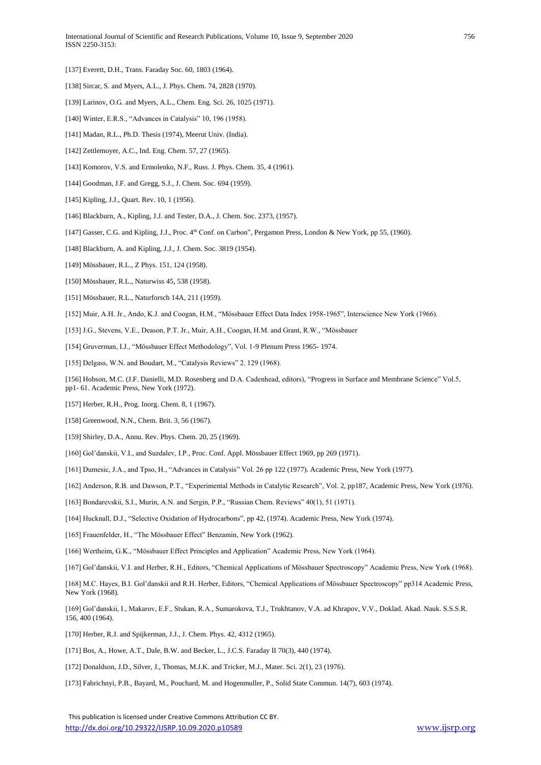[137] Everett, D.H., Trans. Faraday Soc. 60, 1803 (1964).

[138] Sircar, S. and Myers, A.L., J. Phys. Chem. 74, 2828 (1970).

[139] Larinov, O.G. and Myers, A.L., Chem. Eng. Sci. 26, 1025 (1971).

[140] Winter, E.R.S., "Advances in Catalysis" 10, 196 (1958).

[141] Madan, R.L., Ph.D. Thesis (1974), Meerut Univ. (India).

[142] Zettlemoyer, A.C., Ind. Eng. Chem. 57, 27 (1965).

[143] Komorov, V.S. and Ermolenko, N.F., Russ. J. Phys. Chem. 35, 4 (1961).

[144] Goodman, J.F. and Gregg, S.J., J. Chem. Soc. 694 (1959).

[145] Kipling, J.J., Quart. Rev. 10, 1 (1956).

[146] Blackburn, A., Kipling, J.J. and Tester, D.A., J. Chem. Soc. 2373, (1957).

[147] Gasser, C.G. and Kipling, J.J., Proc. 4th Conf. on Carbon", Pergamon Press, London & New York, pp 55, (1960).

[148] Blackburn, A. and Kipling, J.J., J. Chem. Soc. 3819 (1954).

[149] Mössbauer, R.L., Z Phys. 151, 124 (1958).

[150] Mössbauer, R.L., Naturwiss 45, 538 (1958).

[151] Mössbauer, R.L., Naturforsch 14A, 211 (1959).

[152] Muir, A.H. Jr., Ando, K.J. and Coogan, H.M., "Mössbauer Effect Data Index 1958-1965", Interscience New York (1966).

[153] J.G., Stevens, V.E., Deason, P.T. Jr., Muir, A.H., Coogan, H.M. and Grant, R.W., "Mössbauer

[154] Gruverman, I.J., "Mössbauer Effect Methodology", Vol. 1-9 Plenum Press 1965- 1974.

[155] Delgass, W.N. and Boudart, M., "Catalysis Reviews" 2. 129 (1968).

[156] Hobson, M.C. (J.F. Danielli, M.D. Rosenberg and D.A. Cadenhead, editors), "Progress in Surface and Membrane Science" Vol.5, pp1- 61. Academic Press, New York (1972).

[157] Herber, R.H., Prog. Inorg. Chem. 8, 1 (1967).

[158] Greenwood, N.N., Chem. Brit. 3, 56 (1967).

[159] Shirley, D.A., Annu. Rev. Phys. Chem. 20, 25 (1969).

[160] Gol'danskii, V.I., and Suzdalev, I.P., Proc. Conf. Appl. Mössbauer Effect 1969, pp 269 (1971).

[161] Dumesic, J.A., and Tpso, H., "Advances in Catalysis" Vol. 26 pp 122 (1977). Academic Press, New York (1977).

[162] Anderson, R.B. and Dawson, P.T., "Experimental Methods in Catalytic Research", Vol. 2, pp187, Academic Press, New York (1976).

[163] Bondarevskii, S.I., Murin, A.N. and Sergin, P.P., "Russian Chem. Reviews" 40(1), 51 (1971).

[164] Hucknall, D.J., "Selective Oxidation of Hydrocarbons", pp 42, (1974). Academic Press, New York (1974).

[165] Frauenfelder, H., "The Mössbauer Effect" Benzamin, New York (1962).

[166] Wertheim, G.K., "Mössbauer Effect Principles and Application" Academic Press, New York (1964).

[167] Gol'danskii, V.I. and Herber, R.H., Editors, "Chemical Applications of Mössbauer Spectroscopy" Academic Press, New York (1968).

[168] M.C. Hayes, B.I. Gol'danskii and R.H. Herber, Editors, "Chemical Applications of Mössbauer Spectroscopy" pp314 Academic Press, New York (1968).

[169] Gol'danskii, I., Makarov, E.F., Stukan, R.A., Sumarokova, T.J., Trukhtanov, V.A. ad Khrapov, V.V., Doklad. Akad. Nauk. S.S.S.R. 156, 400 (1964).

[170] Herber, R.J. and Spijkerman, J.J., J. Chem. Phys. 42, 4312 (1965).

[171] Bos, A., Howe, A.T., Dale, B.W. and Becker, L., J.C.S. Faraday II 70(3), 440 (1974).

[172] Donaldson, J.D., Silver, J., Thomas, M.J.K. and Tricker, M.J., Mater. Sci. 2(1), 23 (1976).

[173] Fabrichnyi, P.B., Bayard, M., Pouchard, M. and Hogenmuller, P., Solid State Commun. 14(7), 603 (1974).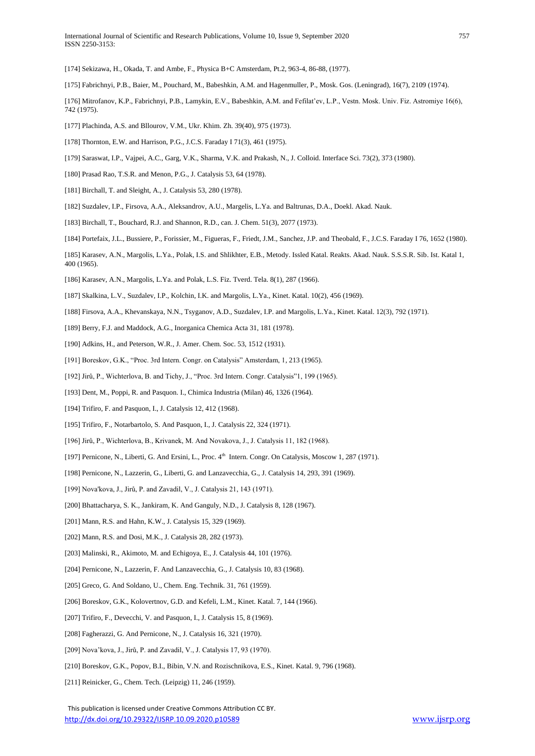[174] Sekizawa, H., Okada, T. and Ambe, F., Physica B+C Amsterdam, Pt.2, 963-4, 86-88, (1977).

[175] Fabrichnyi, P.B., Baier, M., Pouchard, M., Babeshkin, A.M. and Hagenmuller, P., Mosk. Gos. (Leningrad), 16(7), 2109 (1974).

[176] Mitrofanov, K.P., Fabrichnyi, P.B., Lamykin, E.V., Babeshkin, A.M. and Fefilat'ev, L.P., Vestn. Mosk. Univ. Fiz. Astromiye 16(6), 742 (1975).

[177] Plachinda, A.S. and Bllourov, V.M., Ukr. Khim. Zh. 39(40), 975 (1973).

[178] Thornton, E.W. and Harrison, P.G., J.C.S. Faraday I 71(3), 461 (1975).

[179] Saraswat, I.P., Vajpei, A.C., Garg, V.K., Sharma, V.K. and Prakash, N., J. Colloid. Interface Sci. 73(2), 373 (1980).

[180] Prasad Rao, T.S.R. and Menon, P.G., J. Catalysis 53, 64 (1978).

[181] Birchall, T. and Sleight, A., J. Catalysis 53, 280 (1978).

[182] Suzdalev, I.P., Firsova, A.A., Aleksandrov, A.U., Margelis, L.Ya. and Baltrunas, D.A., Doekl. Akad. Nauk.

[183] Birchall, T., Bouchard, R.J. and Shannon, R.D., can. J. Chem. 51(3), 2077 (1973).

[184] Portefaix, J.L., Bussiere, P., Forissier, M., Figueras, F., Friedt, J.M., Sanchez, J.P. and Theobald, F., J.C.S. Faraday I 76, 1652 (1980).

[185] Karasev, A.N., Margolis, L.Ya., Polak, I.S. and Shlikhter, E.B., Metody. Issled Katal. Reakts. Akad. Nauk. S.S.S.R. Sib. Ist. Katal 1, 400 (1965).

[186] Karasev, A.N., Margolis, L.Ya. and Polak, L.S. Fiz. Tverd. Tela. 8(1), 287 (1966).

[187] Skalkina, L.V., Suzdalev, I.P., Kolchin, I.K. and Margolis, L.Ya., Kinet. Katal. 10(2), 456 (1969).

[188] Firsova, A.A., Khevanskaya, N.N., Tsyganov, A.D., Suzdalev, I.P. and Margolis, L.Ya., Kinet. Katal. 12(3), 792 (1971).

[189] Berry, F.J. and Maddock, A.G., Inorganica Chemica Acta 31, 181 (1978).

[190] Adkins, H., and Peterson, W.R., J. Amer. Chem. Soc. 53, 1512 (1931).

[191] Boreskov, G.K., "Proc. 3rd Intern. Congr. on Catalysis" Amsterdam, 1, 213 (1965).

[192] Jirů, P., Wichterlova, B. and Tichy, J., "Proc. 3rd Intern. Congr. Catalysis"1, 199 (1965).

[193] Dent, M., Poppi, R. and Pasquon. I., Chimica Industria (Milan) 46, 1326 (1964).

[194] Trifiro, F. and Pasquon, I., J. Catalysis 12, 412 (1968).

[195] Trifiro, F., Notarbartolo, S. And Pasquon, I., J. Catalysis 22, 324 (1971).

[196] Jirů, P., Wichterlova, B., Krivanek, M. And Novakova, J., J. Catalysis 11, 182 (1968).

[197] Pernicone, N., Liberti, G. And Ersini, L., Proc. 4th Intern. Congr. On Catalysis, Moscow 1, 287 (1971).

[198] Pernicone, N., Lazzerin, G., Liberti, G. and Lanzavecchia, G., J. Catalysis 14, 293, 391 (1969).

[199] Nova'kova, J., Jirů, P. and Zavadil, V., J. Catalysis 21, 143 (1971).

[200] Bhattacharya, S. K., Jankiram, K. And Ganguly, N.D., J. Catalysis 8, 128 (1967).

[201] Mann, R.S. and Hahn, K.W., J. Catalysis 15, 329 (1969).

[202] Mann, R.S. and Dosi, M.K., J. Catalysis 28, 282 (1973).

[203] Malinski, R., Akimoto, M. and Echigoya, E., J. Catalysis 44, 101 (1976).

[204] Pernicone, N., Lazzerin, F. And Lanzavecchia, G., J. Catalysis 10, 83 (1968).

[205] Greco, G. And Soldano, U., Chem. Eng. Technik. 31, 761 (1959).

[206] Boreskov, G.K., Kolovertnov, G.D. and Kefeli, L.M., Kinet. Katal. 7, 144 (1966).

[207] Trifiro, F., Devecchi, V. and Pasquon, I., J. Catalysis 15, 8 (1969).

[208] Fagherazzi, G. And Pernicone, N., J. Catalysis 16, 321 (1970).

[209] Nova'kova, J., Jirů, P. and Zavadil, V., J. Catalysis 17, 93 (1970).

[210] Boreskov, G.K., Popov, B.I., Bibin, V.N. and Rozischnikova, E.S., Kinet. Katal. 9, 796 (1968).

[211] Reinicker, G., Chem. Tech. (Leipzig) 11, 246 (1959).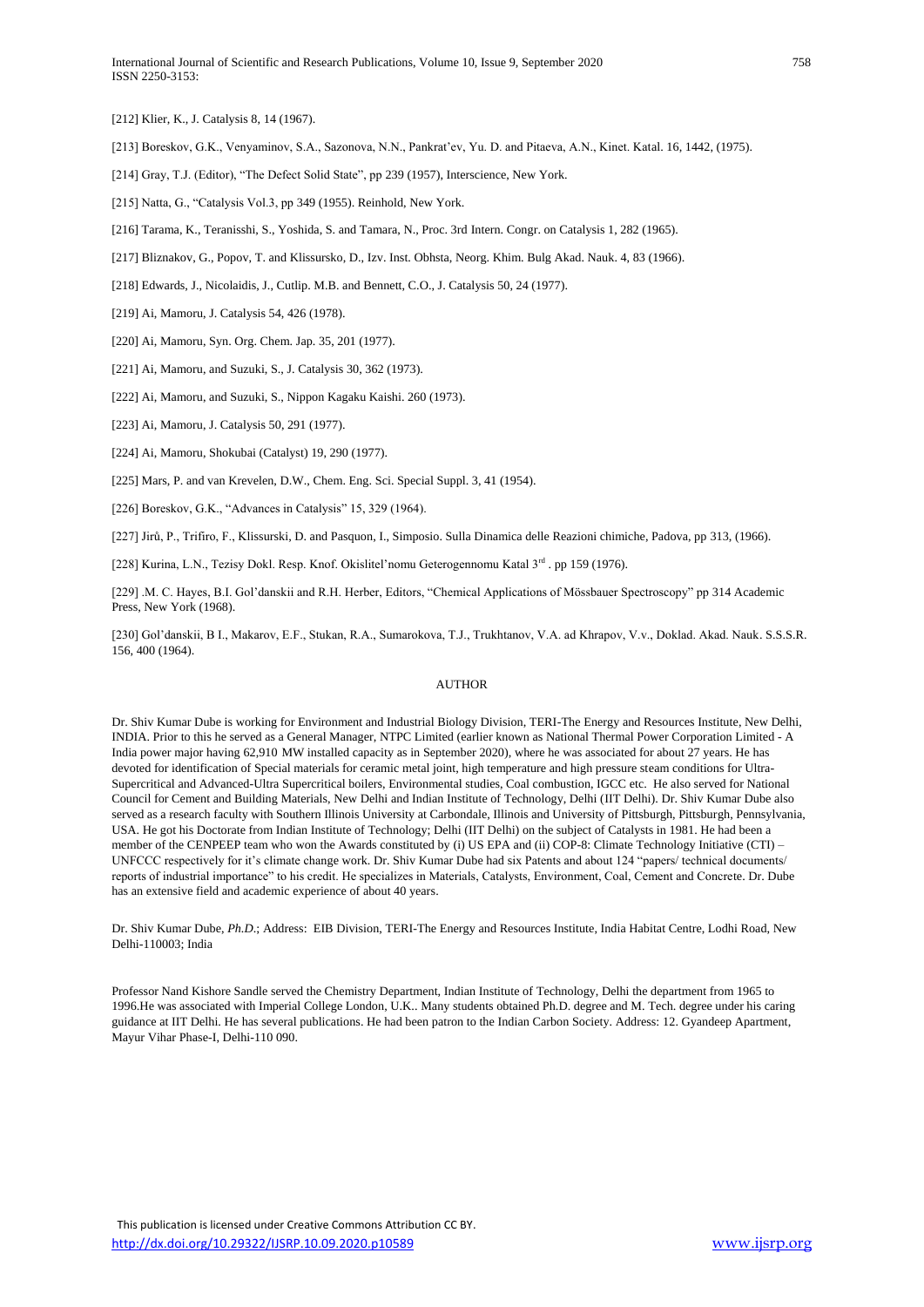[212] Klier, K., J. Catalysis 8, 14 (1967).

[213] Boreskov, G.K., Venyaminov, S.A., Sazonova, N.N., Pankrat'ev, Yu. D. and Pitaeva, A.N., Kinet. Katal. 16, 1442, (1975).

[214] Gray, T.J. (Editor), "The Defect Solid State", pp 239 (1957), Interscience, New York.

[215] Natta, G., "Catalysis Vol.3, pp 349 (1955). Reinhold, New York.

[216] Tarama, K., Teranisshi, S., Yoshida, S. and Tamara, N., Proc. 3rd Intern. Congr. on Catalysis 1, 282 (1965).

[217] Bliznakov, G., Popov, T. and Klissursko, D., Izv. Inst. Obhsta, Neorg. Khim. Bulg Akad. Nauk. 4, 83 (1966).

[218] Edwards, J., Nicolaidis, J., Cutlip. M.B. and Bennett, C.O., J. Catalysis 50, 24 (1977).

[219] Ai, Mamoru, J. Catalysis 54, 426 (1978).

[220] Ai, Mamoru, Syn. Org. Chem. Jap. 35, 201 (1977).

[221] Ai, Mamoru, and Suzuki, S., J. Catalysis 30, 362 (1973).

[222] Ai, Mamoru, and Suzuki, S., Nippon Kagaku Kaishi. 260 (1973).

[223] Ai, Mamoru, J. Catalysis 50, 291 (1977).

[224] Ai, Mamoru, Shokubai (Catalyst) 19, 290 (1977).

[225] Mars, P. and van Krevelen, D.W., Chem. Eng. Sci. Special Suppl. 3, 41 (1954).

[226] Boreskov, G.K., "Advances in Catalysis" 15, 329 (1964).

[227] Jirů, P., Trifiro, F., Klissurski, D. and Pasquon, I., Simposio. Sulla Dinamica delle Reazioni chimiche, Padova, pp 313, (1966).

[228] Kurina, L.N., Tezisy Dokl. Resp. Knof. Okislitel'nomu Geterogennomu Katal 3[rd] . pp 159 (1976).

[229] .M. C. Hayes, B.I. Gol'danskii and R.H. Herber, Editors, "Chemical Applications of Mössbauer Spectroscopy" pp 314 Academic Press, New York (1968).

[230] Gol'danskii, B I., Makarov, E.F., Stukan, R.A., Sumarokova, T.J., Trukhtanov, V.A. ad Khrapov, V.v., Doklad. Akad. Nauk. S.S.S.R. 156, 400 (1964).

## AUTHOR

Dr. Shiv Kumar Dube is working for Environment and Industrial Biology Division, TERI-The Energy and Resources Institute, New Delhi, INDIA. Prior to this he served as a General Manager, NTPC Limited (earlier known as National Thermal Power Corporation Limited - A India power major having 62,910 MW installed capacity as in September 2020), where he was associated for about 27 years. He has devoted for identification of Special materials for ceramic metal joint, high temperature and high pressure steam conditions for Ultra-Supercritical and Advanced-Ultra Supercritical boilers, Environmental studies, Coal combustion, IGCC etc. He also served for National Council for Cement and Building Materials, New Delhi and Indian Institute of Technology, Delhi (IIT Delhi). Dr. Shiv Kumar Dube also served as a research faculty with Southern Illinois University at Carbondale, Illinois and University of Pittsburgh, Pittsburgh, Pennsylvania, USA. He got his Doctorate from Indian Institute of Technology; Delhi (IIT Delhi) on the subject of Catalysts in 1981. He had been a member of the CENPEEP team who won the Awards constituted by (i) US EPA and (ii) COP-8: Climate Technology Initiative (CTI) – UNFCCC respectively for it's climate change work. Dr. Shiv Kumar Dube had six Patents and about 124 "papers/ technical documents/ reports of industrial importance" to his credit. He specializes in Materials, Catalysts, Environment, Coal, Cement and Concrete. Dr. Dube has an extensive field and academic experience of about 40 years.

Dr. Shiv Kumar Dube, *Ph.D.*; Address: EIB Division, TERI-The Energy and Resources Institute, India Habitat Centre, Lodhi Road, New Delhi-110003; India

Professor Nand Kishore Sandle served the Chemistry Department, Indian Institute of Technology, Delhi the department from 1965 to 1996.He was associated with Imperial College London, U.K.. Many students obtained Ph.D. degree and M. Tech. degree under his caring guidance at IIT Delhi. He has several publications. He had been patron to the Indian Carbon Society. Address: 12. Gyandeep Apartment, Mayur Vihar Phase-I, Delhi-110 090.

This publication is licensed under Creative Commons Attribution CC BY.
http://dx.doi.org/10.29322/IJSRP.10.09.2020.p10589